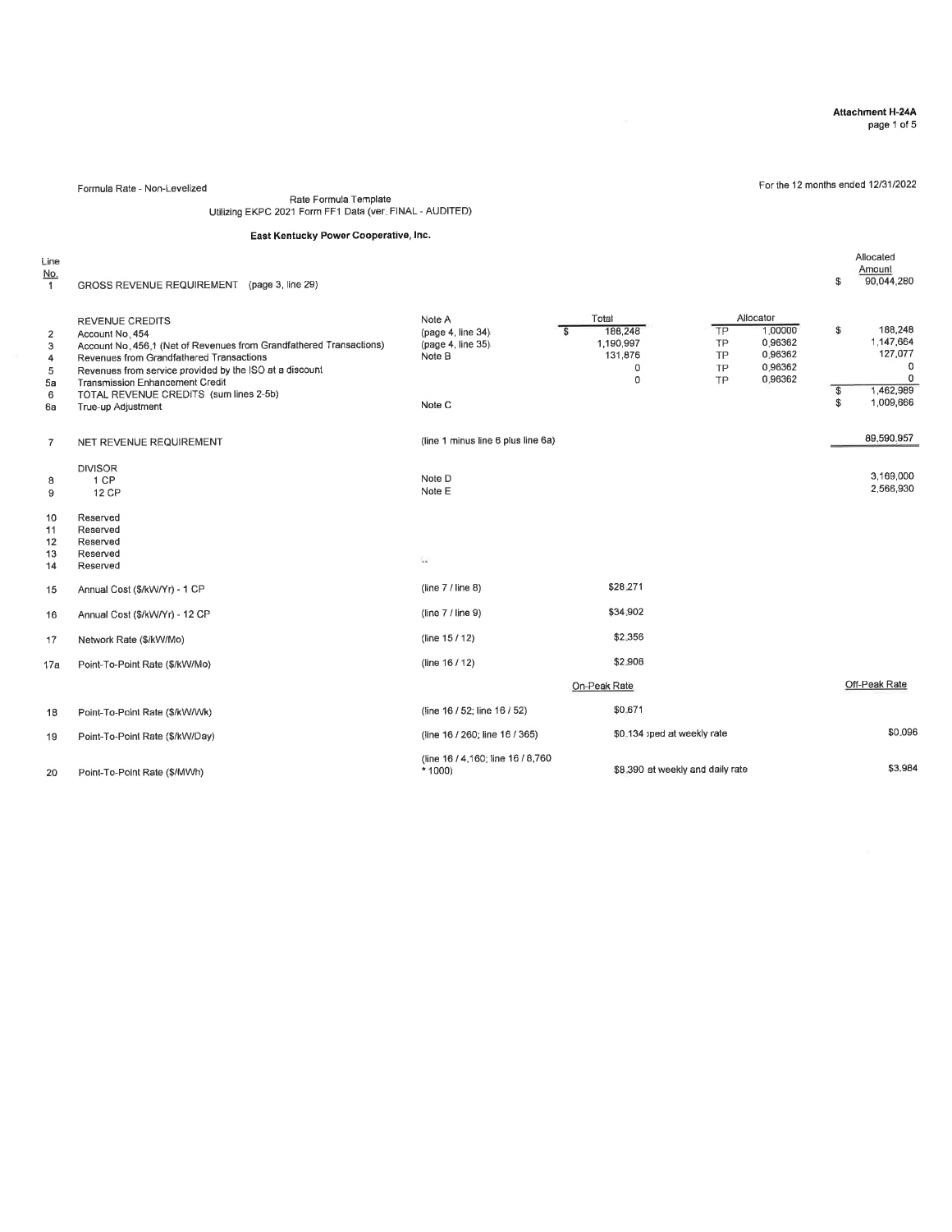**Attachment H-24A**
page 1 of 5

Formula Rate - Non-Levelized

For the 12 months ended 12/31/2022

Rate Formula Template
Utilizing EKPC 2021 Form FF1 Data (ver. FINAL - AUDITED)

**East Kentucky Power Cooperative, Inc.**

| Line No. | | | Total | Allocator | | Allocated Amount |
|---|---|---|---|---|---|---|
| 1 | GROSS REVENUE REQUIREMENT (page 3, line 29) | | | | | $ 90,044,280 |
| | REVENUE CREDITS | Note A | Total | Allocator | | |
| 2 | Account No. 454 | (page 4, line 34) | $ 188,248 | TP | 1.00000 | $ 188,248 |
| 3 | Account No. 456.1 (Net of Revenues from Grandfathered Transactions) | (page 4, line 35) | 1,190,997 | TP | 0.96362 | 1,147,664 |
| 4 | Revenues from Grandfathered Transactions | Note B | 131,876 | TP | 0.96362 | 127,077 |
| 5 | Revenues from service provided by the ISO at a discount | | 0 | TP | 0.96362 | 0 |
| 5a | Transmission Enhancement Credit | | 0 | TP | 0.96362 | 0 |
| 6 | TOTAL REVENUE CREDITS (sum lines 2-5b) | | | | | $ 1,462,989 |
| 6a | True-up Adjustment | Note C | | | | $ 1,009,666 |
| 7 | NET REVENUE REQUIREMENT | (line 1 minus line 6 plus line 6a) | | | | 89,590,957 |
| | DIVISOR | | | | | |
| 8 | 1 CP | Note D | | | | 3,169,000 |
| 9 | 12 CP | Note E | | | | 2,566,930 |
| 10 | Reserved | | | | | |
| 11 | Reserved | | | | | |
| 12 | Reserved | | | | | |
| 13 | Reserved | | | | | |
| 14 | Reserved | | | | | |
| 15 | Annual Cost ($/kW/Yr) - 1 CP | (line 7 / line 8) | $28.271 | | | |
| 16 | Annual Cost ($/kW/Yr) - 12 CP | (line 7 / line 9) | $34.902 | | | |
| 17 | Network Rate ($/kW/Mo) | (line 15 / 12) | $2.356 | | | |
| 17a | Point-To-Point Rate ($/kW/Mo) | (line 16 / 12) | $2.908 | | | |
| | | | On-Peak Rate | | | Off-Peak Rate |
| 18 | Point-To-Point Rate ($/kW/Wk) | (line 16 / 52; line 16 / 52) | $0.671 | | | |
| 19 | Point-To-Point Rate ($/kW/Day) | (line 16 / 260; line 16 / 365) | $0.134 capped at weekly rate | | | $0.096 |
| 20 | Point-To-Point Rate ($/MWh) | (line 16 / 4,160; line 16 / 8,760 * 1000) | $8.390 at weekly and daily rate | | | $3.984 |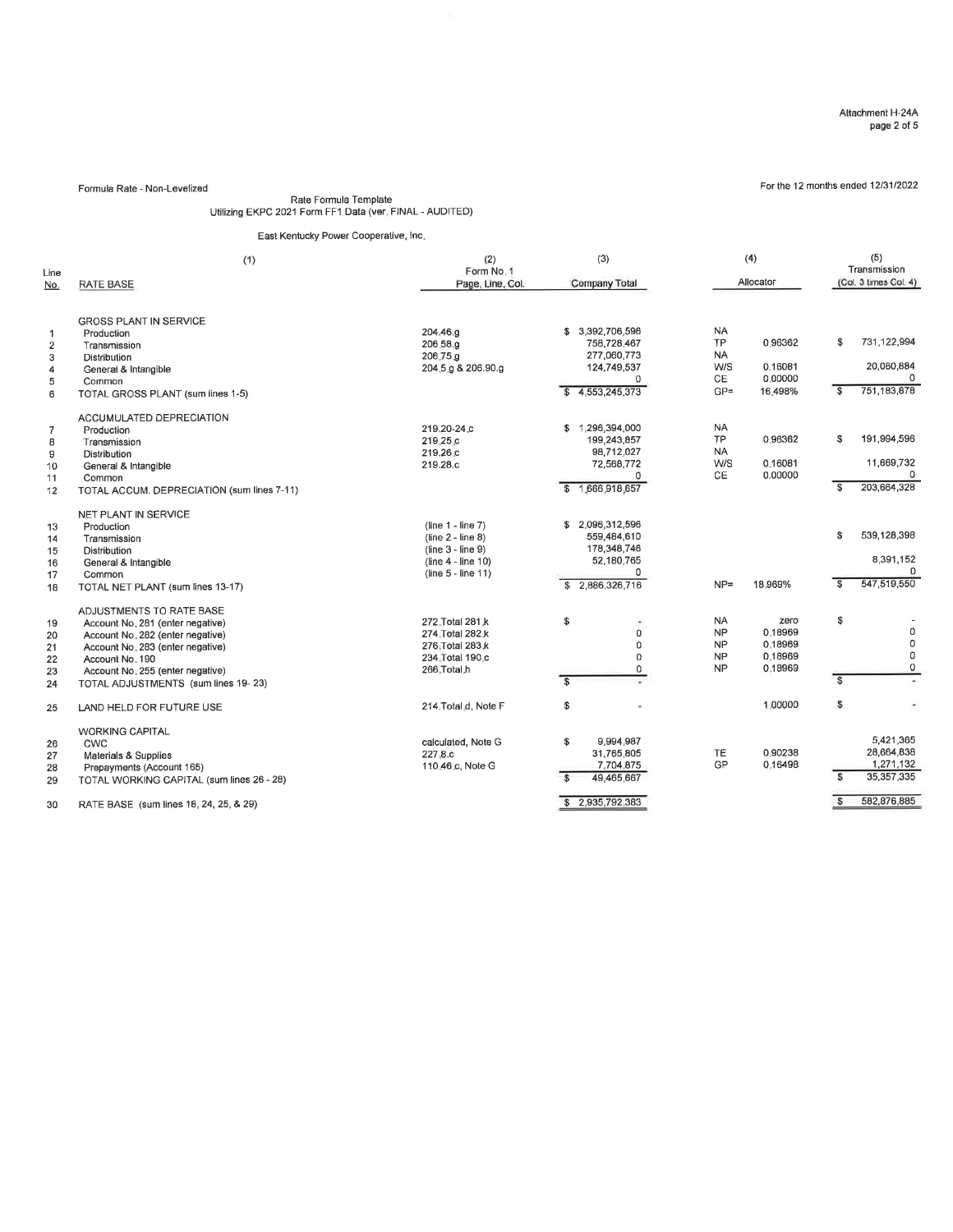Attachment H-24A

Formula Rate - Non-Levelized

For the 12 months ended 12/31/2022

Rate Formula Template
Utilizing EKPC 2021 Form FF1 Data (ver. FINAL - AUDITED)

East Kentucky Power Cooperative, Inc.

| Line No. | (1) RATE BASE | (2) Form No. 1 Page, Line, Col. | (3) Company Total | (4) Allocator | | (5) Transmission (Col. 3 times Col. 4) |
|---|---|---|---|---|---|---|
| | GROSS PLANT IN SERVICE | | | | | |
| 1 | Production | 204.46.g | $ 3,392,706,596 | NA | | |
| 2 | Transmission | 206.58.g | 758,728,467 | TP | 0.96362 | $ 731,122,994 |
| 3 | Distribution | 206.75.g | 277,060,773 | NA | | |
| 4 | General & Intangible | 204.5.g & 206.90.g | 124,749,537 | W/S | 0.16081 | 20,060,884 |
| 5 | Common | | 0 | CE | 0.00000 | 0 |
| 6 | TOTAL GROSS PLANT (sum lines 1-5) | | $ 4,553,245,373 | GP= | 16.498% | $ 751,183,878 |
| | ACCUMULATED DEPRECIATION | | | | | |
| 7 | Production | 219.20-24.c | $ 1,296,394,000 | NA | | |
| 8 | Transmission | 219.25.c | 199,243,857 | TP | 0.96362 | $ 191,994,596 |
| 9 | Distribution | 219.26.c | 98,712,027 | NA | | |
| 10 | General & Intangible | 219.28.c | 72,568,772 | W/S | 0.16081 | 11,669,732 |
| 11 | Common | | 0 | CE | 0.00000 | 0 |
| 12 | TOTAL ACCUM. DEPRECIATION (sum lines 7-11) | | $ 1,666,918,657 | | | $ 203,664,328 |
| | NET PLANT IN SERVICE | | | | | |
| 13 | Production | (line 1 - line 7) | $ 2,096,312,596 | | | |
| 14 | Transmission | (line 2 - line 8) | 559,484,610 | | | $ 539,128,398 |
| 15 | Distribution | (line 3 - line 9) | 178,348,746 | | | |
| 16 | General & Intangible | (line 4 - line 10) | 52,180,765 | | | 8,391,152 |
| 17 | Common | (line 5 - line 11) | 0 | | | 0 |
| 18 | TOTAL NET PLANT (sum lines 13-17) | | $ 2,886,326,716 | NP= | 18.969% | $ 547,519,550 |
| | ADJUSTMENTS TO RATE BASE | | | | | |
| 19 | Account No. 281 (enter negative) | 272.Total 281.k | $ - | NA | zero | $ - |
| 20 | Account No. 282 (enter negative) | 274.Total 282.k | 0 | NP | 0.18969 | 0 |
| 21 | Account No. 283 (enter negative) | 276.Total 283.k | 0 | NP | 0.18969 | 0 |
| 22 | Account No. 190 | 234.Total 190.c | 0 | NP | 0.18969 | 0 |
| 23 | Account No. 255 (enter negative) | 266.Total.h | 0 | NP | 0.18969 | 0 |
| 24 | TOTAL ADJUSTMENTS (sum lines 19- 23) | | $ - | | | $ - |
| 25 | LAND HELD FOR FUTURE USE | 214.Total.d, Note F | $ - | | 1.00000 | $ - |
| | WORKING CAPITAL | | | | | |
| 26 | CWC | calculated, Note G | $ 9,994,987 | | | 5,421,365 |
| 27 | Materials & Supplies | 227.8.c | 31,765,805 | TE | 0.90238 | 28,664,838 |
| 28 | Prepayments (Account 165) | 110.46.c, Note G | 7,704,875 | GP | 0.16498 | 1,271,132 |
| 29 | TOTAL WORKING CAPITAL (sum lines 26 - 28) | | $ 49,465,667 | | | $ 35,357,335 |
| 30 | RATE BASE (sum lines 18, 24, 25, & 29) | | $ 2,935,792,383 | | | $ 582,876,885 |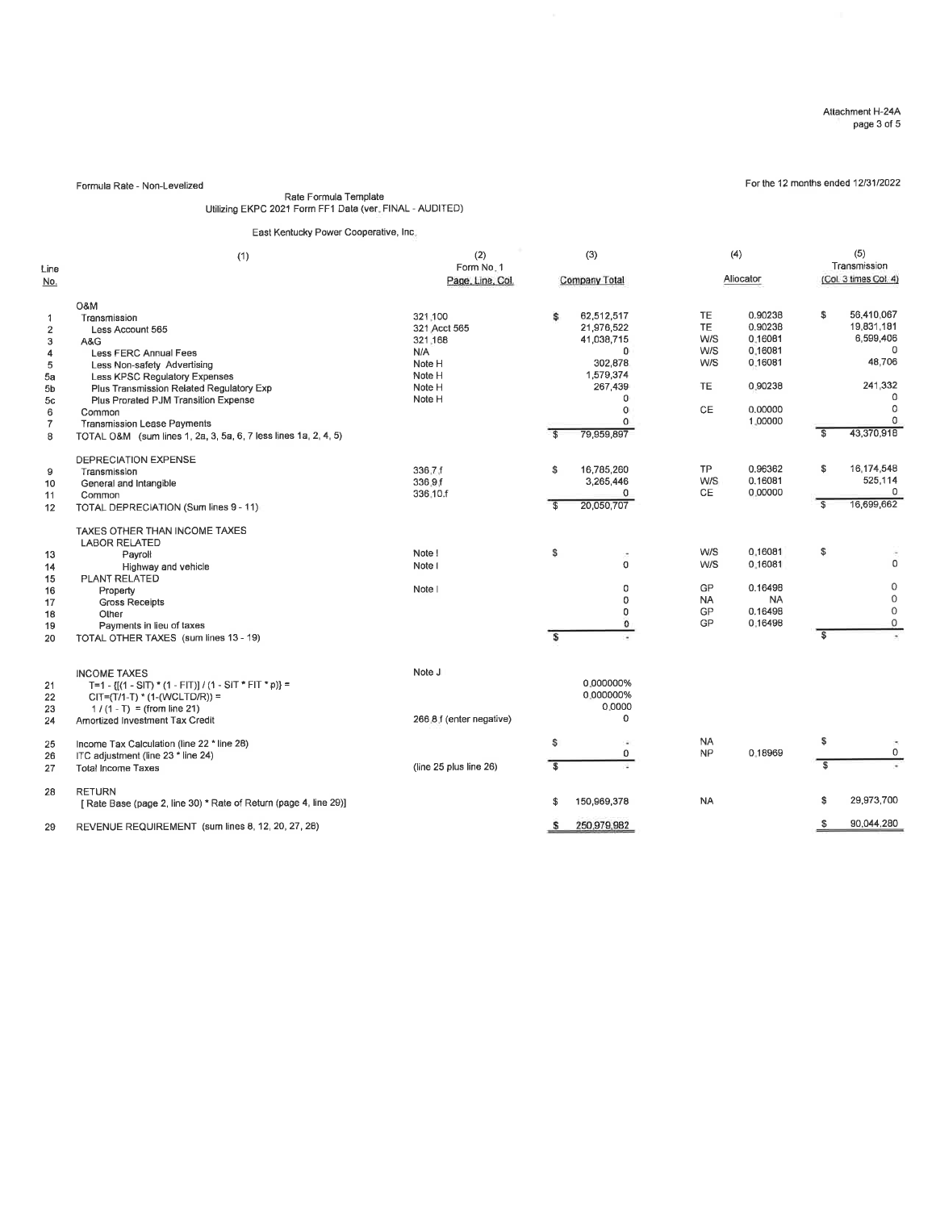Attachment H-24A
page 3 of 5

Formula Rate - Non-Levelized

For the 12 months ended 12/31/2022

Rate Formula Template
Utilizing EKPC 2021 Form FF1 Data (ver. FINAL - AUDITED)

East Kentucky Power Cooperative, Inc.

| Line No. | (1) | (2) Form No. 1 Page, Line, Col. | (3) Company Total | (4) Allocator | | (5) Transmission (Col. 3 times Col. 4) |
|---|---|---|---|---|---|---|
| | **O&M** | | | | | |
| 1 | Transmission | 321.100 | $ 62,512,517 | TE | 0.90238 | $ 56,410,067 |
| 2 | Less Account 565 | 321 Acct 565 | 21,976,522 | TE | 0.90238 | 19,831,181 |
| 3 | A&G | 321.168 | 41,038,715 | W/S | 0.16081 | 6,599,406 |
| 4 | Less FERC Annual Fees | N/A | 0 | W/S | 0.16081 | 0 |
| 5 | Less Non-safety Advertising | Note H | 302,878 | W/S | 0.16081 | 48,706 |
| 5a | Less KPSC Regulatory Expenses | Note H | 1,579,374 | | | |
| 5b | Plus Transmission Related Regulatory Exp | Note H | 267,439 | TE | 0.90238 | 241,332 |
| 5c | Plus Prorated PJM Transition Expense | Note H | 0 | | | 0 |
| 6 | Common | | 0 | CE | 0.00000 | 0 |
| 7 | Transmission Lease Payments | | 0 | | 1.00000 | 0 |
| 8 | TOTAL O&M (sum lines 1, 2a, 3, 5a, 6, 7 less lines 1a, 2, 4, 5) | | $ 79,959,897 | | | $ 43,370,918 |
| | **DEPRECIATION EXPENSE** | | | | | |
| 9 | Transmission | 336.7.f | $ 16,785,260 | TP | 0.96362 | $ 16,174,548 |
| 10 | General and Intangible | 336.9.f | 3,265,446 | W/S | 0.16081 | 525,114 |
| 11 | Common | 336.10.f | 0 | CE | 0.00000 | 0 |
| 12 | TOTAL DEPRECIATION (Sum lines 9 - 11) | | $ 20,050,707 | | | $ 16,699,662 |
| | **TAXES OTHER THAN INCOME TAXES** | | | | | |
| | LABOR RELATED | | | | | |
| 13 | Payroll | Note I | $ - | W/S | 0.16081 | $ - |
| 14 | Highway and vehicle | Note I | 0 | W/S | 0.16081 | 0 |
| 15 | PLANT RELATED | | | | | |
| 16 | Property | Note I | 0 | GP | 0.16498 | 0 |
| 17 | Gross Receipts | | 0 | NA | NA | 0 |
| 18 | Other | | 0 | GP | 0.16498 | 0 |
| 19 | Payments in lieu of taxes | | 0 | GP | 0.16498 | 0 |
| 20 | TOTAL OTHER TAXES (sum lines 13 - 19) | | $ - | | | $ - |
| | **INCOME TAXES** | Note J | | | | |
| 21 | T=1 - {[(1 - SIT) * (1 - FIT)] / (1 - SIT * FIT * p)} = | | 0.000000% | | | |
| 22 | CIT=(T/1-T) * (1-(WCLTD/R)) = | | 0.000000% | | | |
| 23 | 1 / (1 - T) = (from line 21) | | 0.0000 | | | |
| 24 | Amortized Investment Tax Credit | 266.8.f (enter negative) | 0 | | | |
| 25 | Income Tax Calculation (line 22 * line 28) | | $ - | NA | | $ - |
| 26 | ITC adjustment (line 23 * line 24) | | 0 | NP | 0.18969 | 0 |
| 27 | Total Income Taxes | (line 25 plus line 26) | $ - | | | $ - |
| 28 | **RETURN** [ Rate Base (page 2, line 30) * Rate of Return (page 4, line 29)] | | $ 150,969,378 | NA | | $ 29,973,700 |
| 29 | REVENUE REQUIREMENT (sum lines 8, 12, 20, 27, 28) | | $ 250,979,982 | | | $ 90,044,280 |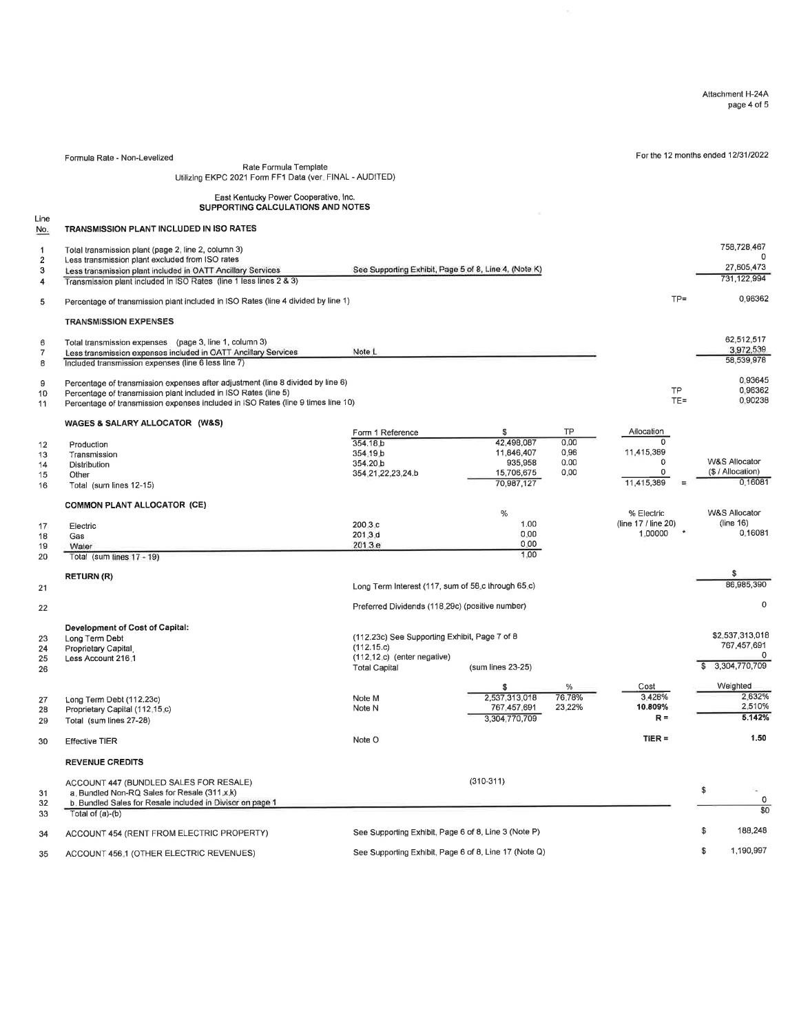Attachment H-24A

Formula Rate - Non-Levelized

Rate Formula Template
Utilizing EKPC 2021 Form FF1 Data (ver. FINAL - AUDITED)

For the 12 months ended 12/31/2022

East Kentucky Power Cooperative, Inc.
**SUPPORTING CALCULATIONS AND NOTES**

| Line No. | | | | | | |
|---|---|---|---|---|---|---|
| | **TRANSMISSION PLANT INCLUDED IN ISO RATES** | | | | | |
| 1 | Total transmission plant (page 2, line 2, column 3) | | | | | 758,728,467 |
| 2 | Less transmission plant excluded from ISO rates | | | | | 0 |
| 3 | Less transmission plant included in OATT Ancillary Services | See Supporting Exhibit, Page 5 of 8, Line 4, (Note K) | | | | 27,605,473 |
| 4 | Transmission plant included in ISO Rates (line 1 less lines 2 & 3) | | | | | 731,122,994 |
| 5 | Percentage of transmission plant included in ISO Rates (line 4 divided by line 1) | | | | TP= | 0.96362 |
| | **TRANSMISSION EXPENSES** | | | | | |
| 6 | Total transmission expenses (page 3, line 1, column 3) | | | | | 62,512,517 |
| 7 | Less transmission expenses included in OATT Ancillary Services | Note L | | | | 3,972,539 |
| 8 | Included transmission expenses (line 6 less line 7) | | | | | 58,539,978 |
| 9 | Percentage of transmission expenses after adjustment (line 8 divided by line 6) | | | | | 0.93645 |
| 10 | Percentage of transmission plant included in ISO Rates (line 5) | | | | TP | 0.96362 |
| 11 | Percentage of transmission expenses included in ISO Rates (line 9 times line 10) | | | | TE= | 0.90238 |
| | **WAGES & SALARY ALLOCATOR (W&S)** | | | | | |
| | | Form 1 Reference | $ | TP | Allocation | |
| 12 | Production | 354.18.b | 42,498,087 | 0.00 | 0 | |
| 13 | Transmission | 354.19.b | 11,846,407 | 0.96 | 11,415,389 | |
| 14 | Distribution | 354.20.b | 935,958 | 0.00 | 0 | W&S Allocator |
| 15 | Other | 354.21,22,23,24.b | 15,706,675 | 0.00 | 0 | ($ / Allocation) |
| 16 | Total (sum lines 12-15) | | 70,987,127 | | 11,415,389 = | 0.16081 |
| | **COMMON PLANT ALLOCATOR (CE)** | | | | | |
| | | | % | | % Electric | W&S Allocator |
| 17 | Electric | 200.3.c | 1.00 | | (line 17 / line 20) | (line 16) |
| 18 | Gas | 201.3.d | 0.00 | | 1.00000 * | 0.16081 |
| 19 | Water | 201.3.e | 0.00 | | | |
| 20 | Total (sum lines 17 - 19) | | 1.00 | | | |
| | **RETURN (R)** | | | | | $ |
| 21 | | Long Term Interest (117, sum of 58.c through 65.c) | | | | 86,985,390 |
| 22 | | Preferred Dividends (118.29c) (positive number) | | | | 0 |
| | **Development of Cost of Capital:** | | | | | |
| 23 | Long Term Debt | (112.23c) See Supporting Exhibit, Page 7 of 8 | | | | $2,537,313,018 |
| 24 | Proprietary Capital | (112.15.c) | | | | 767,457,691 |
| 25 | Less Account 216.1 | (112.12.c) (enter negative) | | | | 0 |
| 26 | | Total Capital | (sum lines 23-25) | | | $ 3,304,770,709 |
| | | | $ | % | Cost | Weighted |
| 27 | Long Term Debt (112.23c) | Note M | 2,537,313,018 | 76.78% | 3.428% | 2.632% |
| 28 | Proprietary Capital (112.15.c) | Note N | 767,457,691 | 23.22% | 10.809% | 2.510% |
| 29 | Total (sum lines 27-28) | | 3,304,770,709 | | R = | 5.142% |
| 30 | Effective TIER | Note O | | | TIER = | 1.50 |
| | **REVENUE CREDITS** | | | | | |
| | ACCOUNT 447 (BUNDLED SALES FOR RESALE) | | (310-311) | | | |
| 31 | a. Bundled Non-RQ Sales for Resale (311.x.k) | | | | | $ - |
| 32 | b. Bundled Sales for Resale included in Divisor on page 1 | | | | | 0 |
| 33 | Total of (a)-(b) | | | | | $0 |
| 34 | ACCOUNT 454 (RENT FROM ELECTRIC PROPERTY) | See Supporting Exhibit, Page 6 of 8, Line 3 (Note P) | | | | $ 188,248 |
| 35 | ACCOUNT 456.1 (OTHER ELECTRIC REVENUES) | See Supporting Exhibit, Page 6 of 8, Line 17 (Note Q) | | | | $ 1,190,997 |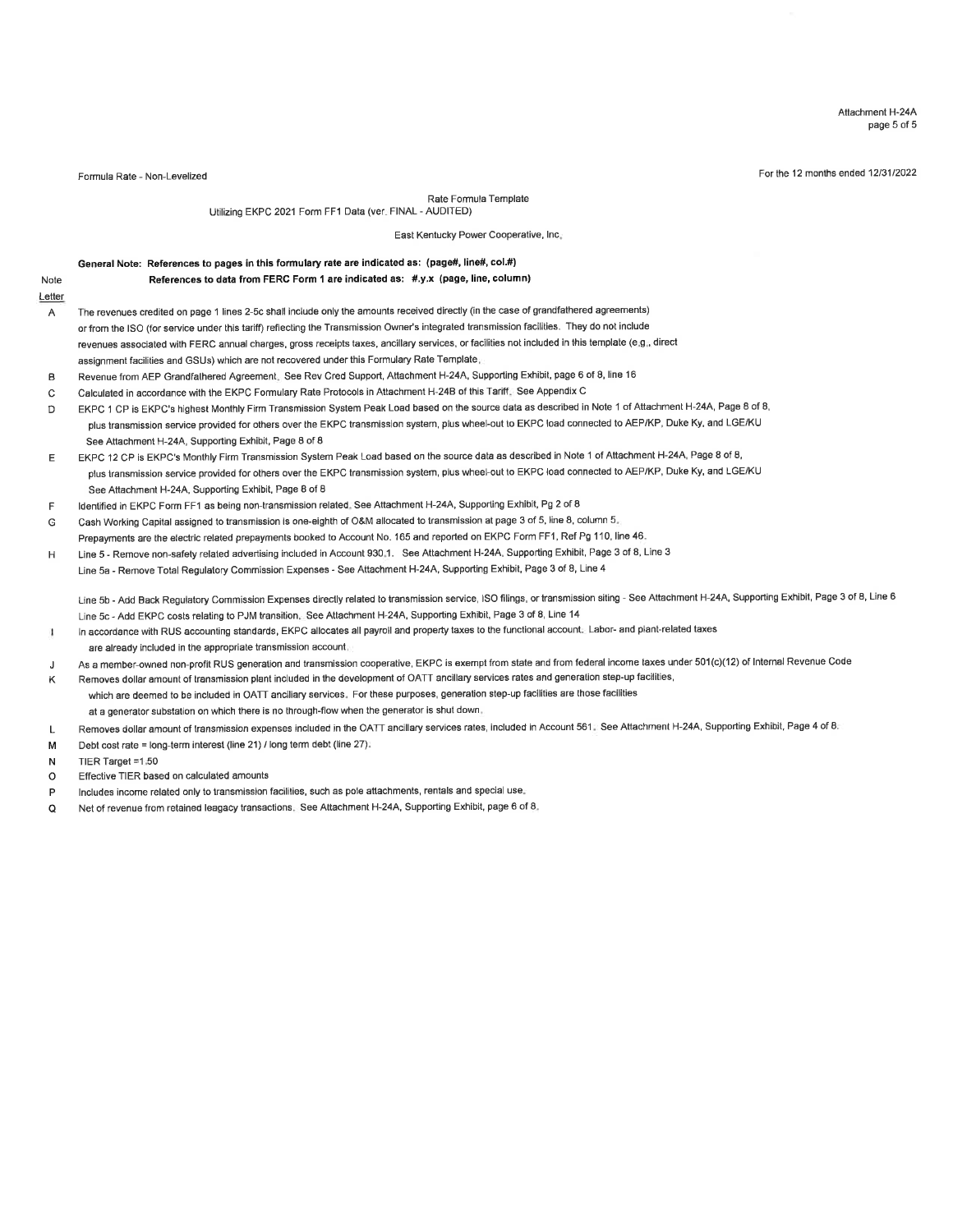Formula Rate - Non-Levelized

For the 12 months ended 12/31/2022

Rate Formula Template
Utilizing EKPC 2021 Form FF1 Data (ver. FINAL - AUDITED)

East Kentucky Power Cooperative, Inc.

**General Note: References to pages in this formulary rate are indicated as: (page#, line#, col.#)**
**References to data from FERC Form 1 are indicated as: #.y.x (page, line, column)**

| Note Letter | |
|---|---|
| A | The revenues credited on page 1 lines 2-5c shall include only the amounts received directly (in the case of grandfathered agreements) or from the ISO (for service under this tariff) reflecting the Transmission Owner's integrated transmission facilities. They do not include revenues associated with FERC annual charges, gross receipts taxes, ancillary services, or facilities not included in this template (e.g., direct assignment facilities and GSUs) which are not recovered under this Formulary Rate Template. |
| B | Revenue from AEP Grandfathered Agreement. See Rev Cred Support, Attachment H-24A, Supporting Exhibit, page 6 of 8, line 16 |
| C | Calculated in accordance with the EKPC Formulary Rate Protocols in Attachment H-24B of this Tariff. See Appendix C |
| D | EKPC 1 CP is EKPC's highest Monthly Firm Transmission System Peak Load based on the source data as described in Note 1 of Attachment H-24A, Page 8 of 8, plus transmission service provided for others over the EKPC transmission system, plus wheel-out to EKPC load connected to AEP/KP, Duke Ky, and LGE/KU See Attachment H-24A, Supporting Exhibit, Page 8 of 8 |
| E | EKPC 12 CP is EKPC's Monthly Firm Transmission System Peak Load based on the source data as described in Note 1 of Attachment H-24A, Page 8 of 8, plus transmission service provided for others over the EKPC transmission system, plus wheel-out to EKPC load connected to AEP/KP, Duke Ky, and LGE/KU See Attachment H-24A, Supporting Exhibit, Page 8 of 8 |
| F | Identified in EKPC Form FF1 as being non-transmission related. See Attachment H-24A, Supporting Exhibit, Pg 2 of 8 |
| G | Cash Working Capital assigned to transmission is one-eighth of O&M allocated to transmission at page 3 of 5, line 8, column 5. Prepayments are the electric related prepayments booked to Account No. 165 and reported on EKPC Form FF1, Ref Pg 110, line 46. |
| H | Line 5 - Remove non-safety related advertising included in Account 930.1. See Attachment H-24A, Supporting Exhibit, Page 3 of 8, Line 3<br>Line 5a - Remove Total Regulatory Commission Expenses - See Attachment H-24A, Supporting Exhibit, Page 3 of 8, Line 4<br>Line 5b - Add Back Regulatory Commission Expenses directly related to transmission service, ISO filings, or transmission siting - See Attachment H-24A, Supporting Exhibit, Page 3 of 8, Line 6<br>Line 5c - Add EKPC costs relating to PJM transition. See Attachment H-24A, Supporting Exhibit, Page 3 of 8, Line 14 |
| I | In accordance with RUS accounting standards, EKPC allocates all payroll and property taxes to the functional account. Labor- and plant-related taxes are already included in the appropriate transmission account. |
| J | As a member-owned non-profit RUS generation and transmission cooperative, EKPC is exempt from state and from federal income taxes under 501(c)(12) of Internal Revenue Code |
| K | Removes dollar amount of transmission plant included in the development of OATT ancillary services rates and generation step-up facilities, which are deemed to be included in OATT ancillary services. For these purposes, generation step-up facilities are those facilities at a generator substation on which there is no through-flow when the generator is shut down. |
| L | Removes dollar amount of transmission expenses included in the OATT ancillary services rates, included in Account 561. See Attachment H-24A, Supporting Exhibit, Page 4 of 8. |
| M | Debt cost rate = long-term interest (line 21) / long term debt (line 27). |
| N | TIER Target =1.50 |
| O | Effective TIER based on calculated amounts |
| P | Includes income related only to transmission facilities, such as pole attachments, rentals and special use. |
| Q | Net of revenue from retained leagacy transactions. See Attachment H-24A, Supporting Exhibit, page 6 of 8. |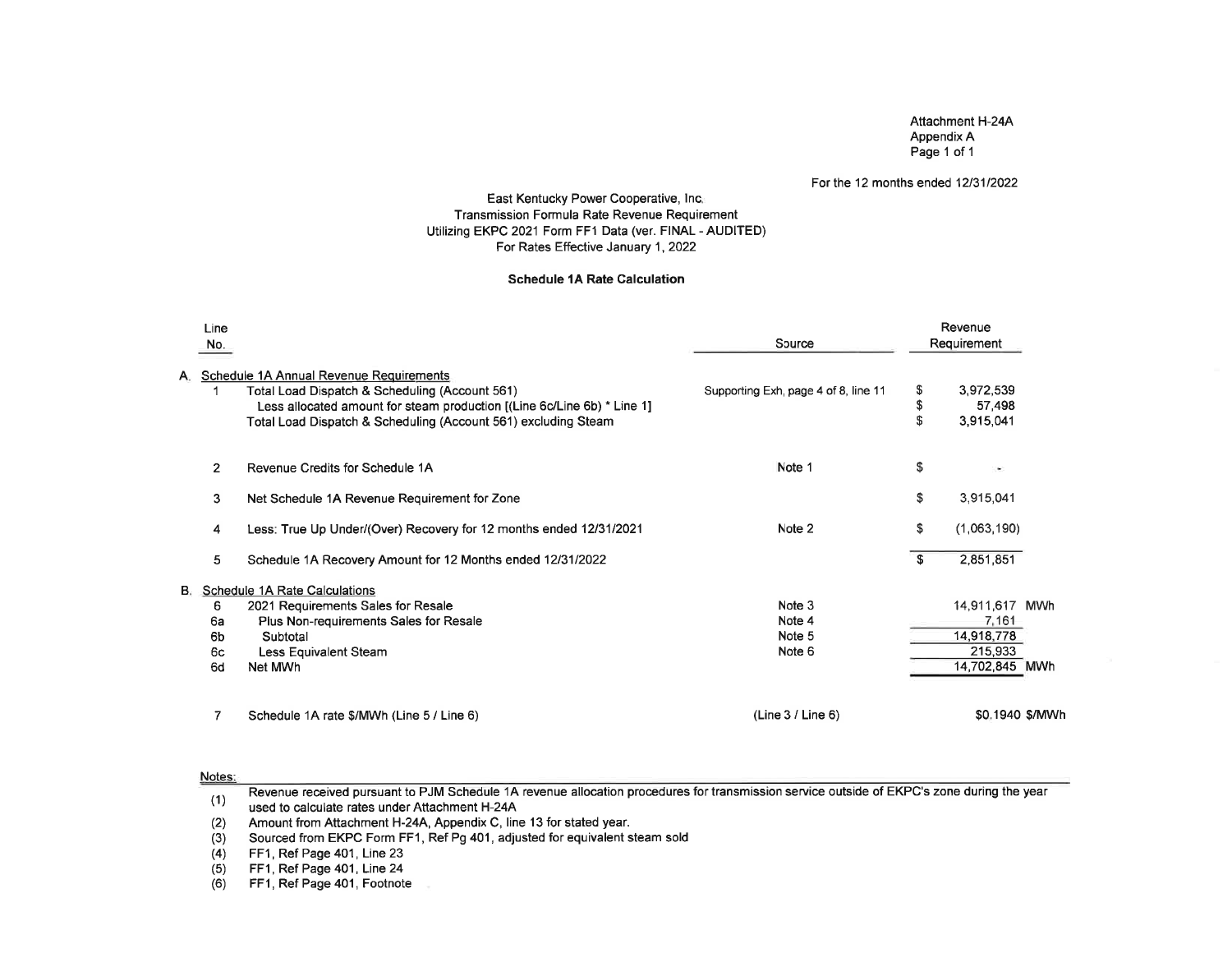Attachment H-24A
Appendix A
Page 1 of 1

For the 12 months ended 12/31/2022

East Kentucky Power Cooperative, Inc.
Transmission Formula Rate Revenue Requirement
Utilizing EKPC 2021 Form FF1 Data (ver. FINAL - AUDITED)
For Rates Effective January 1, 2022

**Schedule 1A Rate Calculation**

| Line No. | | Source | Revenue Requirement |
|---|---|---|---|
| A. | Schedule 1A Annual Revenue Requirements | | |
| 1 | Total Load Dispatch & Scheduling (Account 561) | Supporting Exh, page 4 of 8, line 11 | $ 3,972,539 |
| | Less allocated amount for steam production [(Line 6c/Line 6b) * Line 1] | | $ 57,498 |
| | Total Load Dispatch & Scheduling (Account 561) excluding Steam | | $ 3,915,041 |
| 2 | Revenue Credits for Schedule 1A | Note 1 | $ - |
| 3 | Net Schedule 1A Revenue Requirement for Zone | | $ 3,915,041 |
| 4 | Less: True Up Under/(Over) Recovery for 12 months ended 12/31/2021 | Note 2 | $ (1,063,190) |
| 5 | Schedule 1A Recovery Amount for 12 Months ended 12/31/2022 | | $ 2,851,851 |
| B. | Schedule 1A Rate Calculations | | |
| 6 | 2021 Requirements Sales for Resale | Note 3 | 14,911,617 MWh |
| 6a | Plus Non-requirements Sales for Resale | Note 4 | 7,161 |
| 6b | Subtotal | Note 5 | 14,918,778 |
| 6c | Less Equivalent Steam | Note 6 | 215,933 |
| 6d | Net MWh | | 14,702,845 MWh |
| 7 | Schedule 1A rate $/MWh (Line 5 / Line 6) | (Line 3 / Line 6) | $0.1940 $/MWh |

Notes:

(1) Revenue received pursuant to PJM Schedule 1A revenue allocation procedures for transmission service outside of EKPC's zone during the year used to calculate rates under Attachment H-24A
(2) Amount from Attachment H-24A, Appendix C, line 13 for stated year.
(3) Sourced from EKPC Form FF1, Ref Pg 401, adjusted for equivalent steam sold
(4) FF1, Ref Page 401, Line 23
(5) FF1, Ref Page 401, Line 24
(6) FF1, Ref Page 401, Footnote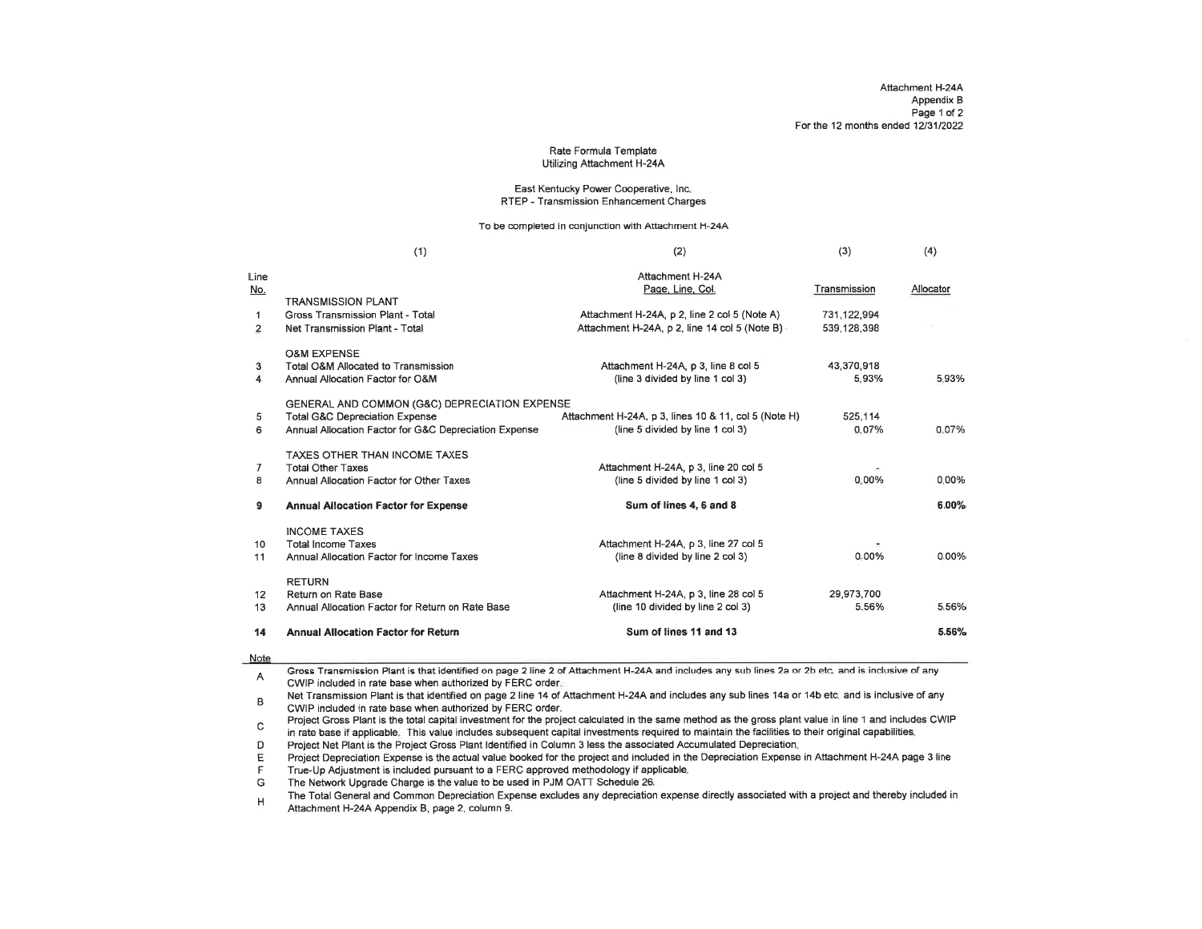Attachment H-24A
Appendix B
Page 1 of 2
For the 12 months ended 12/31/2022

Rate Formula Template
Utilizing Attachment H-24A

East Kentucky Power Cooperative, Inc.
RTEP - Transmission Enhancement Charges

To be completed in conjunction with Attachment H-24A

| | (1) | (2) | (3) | (4) |
|---|---|---|---|---|
| Line No. | | Attachment H-24A Page, Line, Col. | Transmission | Allocator |
| | TRANSMISSION PLANT | | | |
| 1 | Gross Transmission Plant - Total | Attachment H-24A, p 2, line 2 col 5 (Note A) | 731,122,994 | |
| 2 | Net Transmission Plant - Total | Attachment H-24A, p 2, line 14 col 5 (Note B) | 539,128,398 | |
| | O&M EXPENSE | | | |
| 3 | Total O&M Allocated to Transmission | Attachment H-24A, p 3, line 8 col 5 | 43,370,918 | |
| 4 | Annual Allocation Factor for O&M | (line 3 divided by line 1 col 3) | 5.93% | 5.93% |
| | GENERAL AND COMMON (G&C) DEPRECIATION EXPENSE | | | |
| 5 | Total G&C Depreciation Expense | Attachment H-24A, p 3, lines 10 & 11, col 5 (Note H) | 525,114 | |
| 6 | Annual Allocation Factor for G&C Depreciation Expense | (line 5 divided by line 1 col 3) | 0.07% | 0.07% |
| | TAXES OTHER THAN INCOME TAXES | | | |
| 7 | Total Other Taxes | Attachment H-24A, p 3, line 20 col 5 | - | |
| 8 | Annual Allocation Factor for Other Taxes | (line 5 divided by line 1 col 3) | 0.00% | 0.00% |
| **9** | **Annual Allocation Factor for Expense** | **Sum of lines 4, 6 and 8** | | **6.00%** |
| | INCOME TAXES | | | |
| 10 | Total Income Taxes | Attachment H-24A, p 3, line 27 col 5 | - | |
| 11 | Annual Allocation Factor for Income Taxes | (line 8 divided by line 2 col 3) | 0.00% | 0.00% |
| | RETURN | | | |
| 12 | Return on Rate Base | Attachment H-24A, p 3, line 28 col 5 | 29,973,700 | |
| 13 | Annual Allocation Factor for Return on Rate Base | (line 10 divided by line 2 col 3) | 5.56% | 5.56% |
| **14** | **Annual Allocation Factor for Return** | **Sum of lines 11 and 13** | | **5.56%** |

Note

- A Gross Transmission Plant is that identified on page 2 line 2 of Attachment H-24A and includes any sub lines 2a or 2b etc. and is inclusive of any CWIP included in rate base when authorized by FERC order.
- B Net Transmission Plant is that identified on page 2 line 14 of Attachment H-24A and includes any sub lines 14a or 14b etc. and is inclusive of any CWIP included in rate base when authorized by FERC order.
- C Project Gross Plant is the total capital investment for the project calculated in the same method as the gross plant value in line 1 and includes CWIP in rate base if applicable. This value includes subsequent capital investments required to maintain the facilities to their original capabilities.
- D Project Net Plant is the Project Gross Plant Identified in Column 3 less the associated Accumulated Depreciation.
- E Project Depreciation Expense is the actual value booked for the project and included in the Depreciation Expense in Attachment H-24A page 3 line
- F True-Up Adjustment is included pursuant to a FERC approved methodology if applicable.
- G The Network Upgrade Charge is the value to be used in PJM OATT Schedule 26.
- H The Total General and Common Depreciation Expense excludes any depreciation expense directly associated with a project and thereby included in Attachment H-24A Appendix B, page 2, column 9.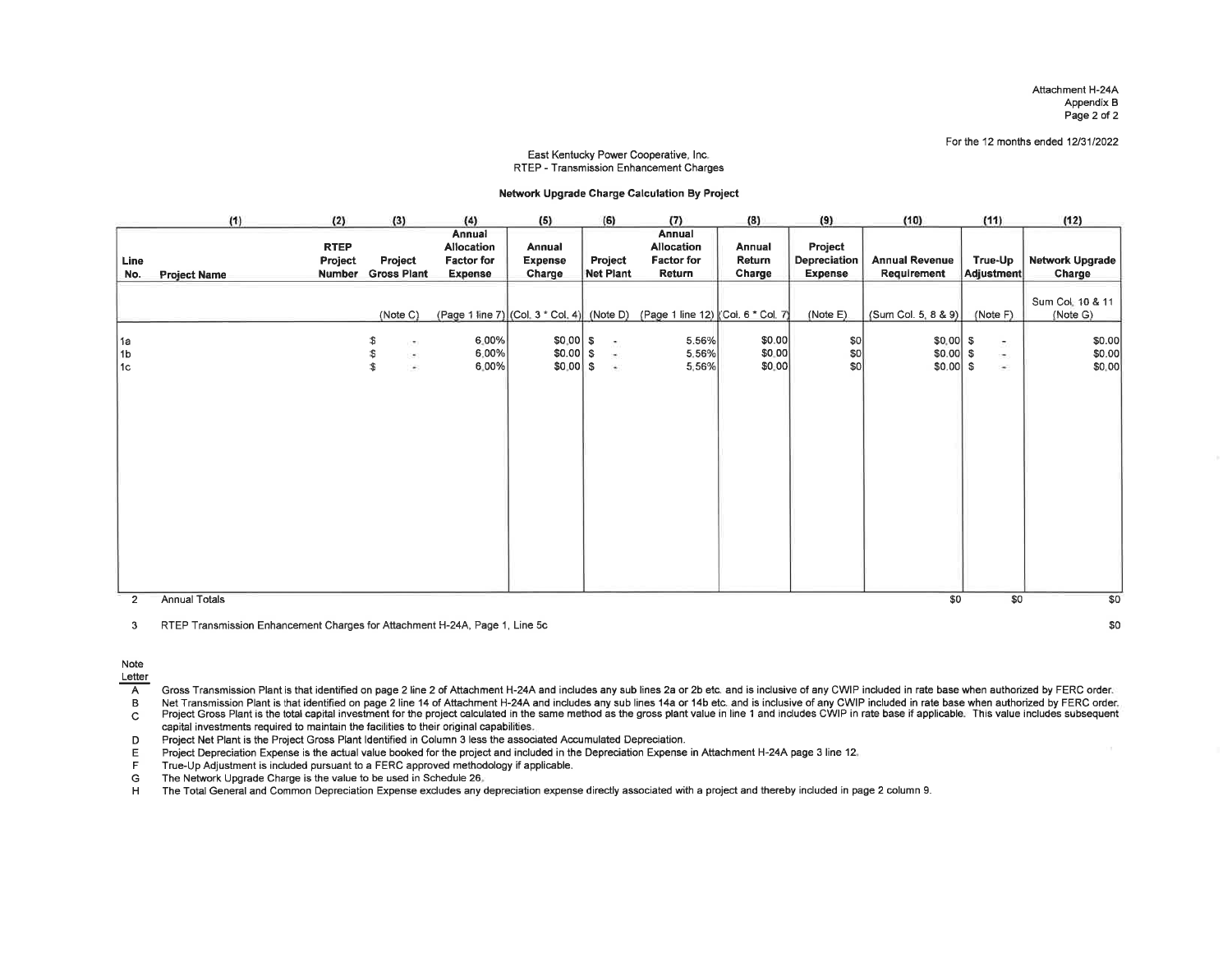Attachment H-24A
Appendix B

For the 12 months ended 12/31/2022

East Kentucky Power Cooperative, Inc.
RTEP - Transmission Enhancement Charges

**Network Upgrade Charge Calculation By Project**

| | (1) | (2) | (3) | (4) | (5) | (6) | (7) | (8) | (9) | (10) | (11) | (12) |
|---|---|---|---|---|---|---|---|---|---|---|---|---|
| Line No. | Project Name | RTEP Project Number | Project Gross Plant | Annual Allocation Factor for Expense | Annual Expense Charge | Project Net Plant | Annual Allocation Factor for Return | Annual Return Charge | Project Depreciation Expense | Annual Revenue Requirement | True-Up Adjustment | Network Upgrade Charge |
| | | | (Note C) | (Page 1 line 7) | (Col. 3 * Col. 4) | (Note D) | (Page 1 line 12) | (Col. 6 * Col. 7) | (Note E) | (Sum Col. 5, 8 & 9) | (Note F) | Sum Col. 10 & 11 (Note G) |
| 1a | | | $ - | 6.00% | $0.00 | $ - | 5.56% | $0.00 | $0 | $0.00 | $ - | $0.00 |
| 1b | | | $ - | 6.00% | $0.00 | $ - | 5.56% | $0.00 | $0 | $0.00 | $ - | $0.00 |
| 1c | | | $ - | 6.00% | $0.00 | $ - | 5.56% | $0.00 | $0 | $0.00 | $ - | $0.00 |
| 2 | Annual Totals | | | | | | | | | $0 | $0 | $0 |

3 RTEP Transmission Enhancement Charges for Attachment H-24A, Page 1, Line 5c $0

Note Letter

A Gross Transmission Plant is that identified on page 2 line 2 of Attachment H-24A and includes any sub lines 2a or 2b etc. and is inclusive of any CWIP included in rate base when authorized by FERC order.
B Net Transmission Plant is that identified on page 2 line 14 of Attachment H-24A and includes any sub lines 14a or 14b etc. and is inclusive of any CWIP included in rate base when authorized by FERC order.
C Project Gross Plant is the total capital investment for the project calculated in the same method as the gross plant value in line 1 and includes CWIP in rate base if applicable. This value includes subsequent capital investments required to maintain the facilities to their original capabilities.
D Project Net Plant is the Project Gross Plant Identified in Column 3 less the associated Accumulated Depreciation.
E Project Depreciation Expense is the actual value booked for the project and included in the Depreciation Expense in Attachment H-24A page 3 line 12.
F True-Up Adjustment is included pursuant to a FERC approved methodology if applicable.
G The Network Upgrade Charge is the value to be used in Schedule 26.
H The Total General and Common Depreciation Expense excludes any depreciation expense directly associated with a project and thereby included in page 2 column 9.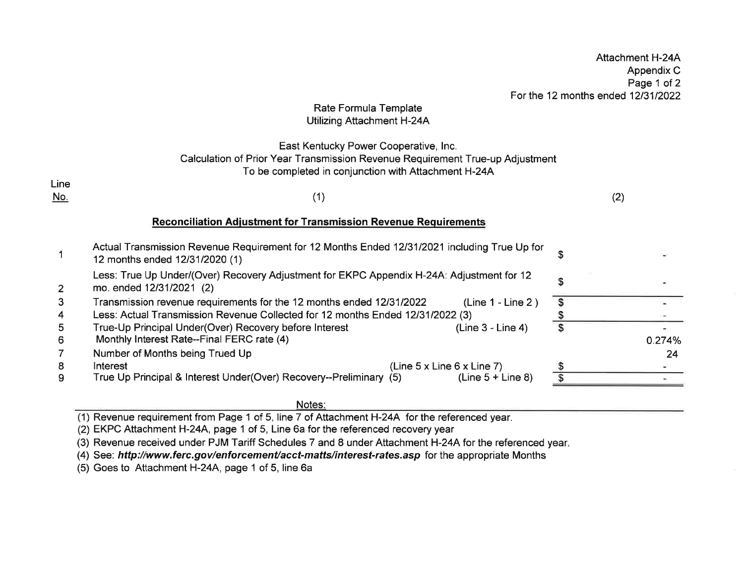Attachment H-24A
Appendix C
Page 1 of 2
For the 12 months ended 12/31/2022

Rate Formula Template
Utilizing Attachment H-24A

East Kentucky Power Cooperative, Inc.
Calculation of Prior Year Transmission Revenue Requirement True-up Adjustment
To be completed in conjunction with Attachment H-24A

| Line No. | (1) | | | (2) |
|---|---|---|---|---|
| | **Reconciliation Adjustment for Transmission Revenue Requirements** | | | |
| 1 | Actual Transmission Revenue Requirement for 12 Months Ended 12/31/2021 including True Up for 12 months ended 12/31/2020 (1) | | $ | - |
| 2 | Less: True Up Under/(Over) Recovery Adjustment for EKPC Appendix H-24A: Adjustment for 12 mo. ended 12/31/2021 (2) | | $ | - |
| 3 | Transmission revenue requirements for the 12 months ended 12/31/2022 | (Line 1 - Line 2 ) | $ | - |
| 4 | Less: Actual Transmission Revenue Collected for 12 months Ended 12/31/2022 (3) | | $ | - |
| 5 | True-Up Principal Under(Over) Recovery before Interest | (Line 3 - Line 4) | $ | - |
| 6 | Monthly Interest Rate--Final FERC rate (4) | | | 0.274% |
| 7 | Number of Months being Trued Up | | | 24 |
| 8 | Interest | (Line 5 x Line 6 x Line 7) | $ | - |
| 9 | True Up Principal & Interest Under(Over) Recovery--Preliminary (5) | (Line 5 + Line 8) | $ | - |

Notes:

(1) Revenue requirement from Page 1 of 5, line 7 of Attachment H-24A for the referenced year.

(2) EKPC Attachment H-24A, page 1 of 5, Line 6a for the referenced recovery year

(3) Revenue received under PJM Tariff Schedules 7 and 8 under Attachment H-24A for the referenced year.

(4) See: ***http://www.ferc.gov/enforcement/acct-matts/interest-rates.asp*** for the appropriate Months

(5) Goes to Attachment H-24A, page 1 of 5, line 6a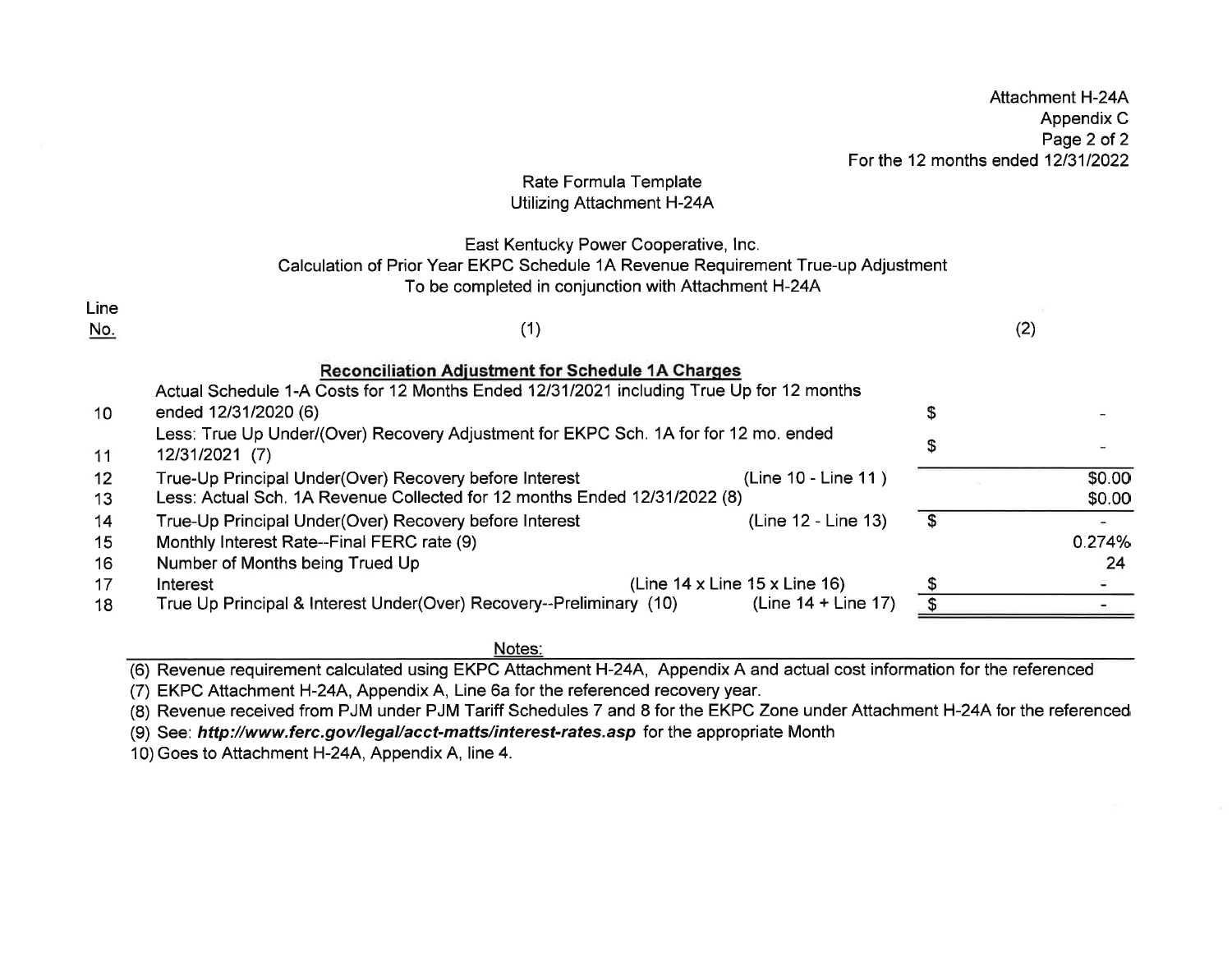Attachment H-24A
Appendix C
Page 2 of 2
For the 12 months ended 12/31/2022

Rate Formula Template
Utilizing Attachment H-24A

East Kentucky Power Cooperative, Inc.
Calculation of Prior Year EKPC Schedule 1A Revenue Requirement True-up Adjustment
To be completed in conjunction with Attachment H-24A

| Line No. | (1) | | | (2) |
|---|---|---|---|---|
| | **Reconciliation Adjustment for Schedule 1A Charges** | | | |
| 10 | Actual Schedule 1-A Costs for 12 Months Ended 12/31/2021 including True Up for 12 months ended 12/31/2020 (6) | | $ | - |
| 11 | Less: True Up Under/(Over) Recovery Adjustment for EKPC Sch. 1A for for 12 mo. ended 12/31/2021 (7) | | $ | - |
| 12 | True-Up Principal Under(Over) Recovery before Interest | (Line 10 - Line 11 ) | | $0.00 |
| 13 | Less: Actual Sch. 1A Revenue Collected for 12 months Ended 12/31/2022 (8) | | | $0.00 |
| 14 | True-Up Principal Under(Over) Recovery before Interest | (Line 12 - Line 13) | $ | - |
| 15 | Monthly Interest Rate--Final FERC rate (9) | | | 0.274% |
| 16 | Number of Months being Trued Up | | | 24 |
| 17 | Interest | (Line 14 x Line 15 x Line 16) | $ | - |
| 18 | True Up Principal & Interest Under(Over) Recovery--Preliminary (10) | (Line 14 + Line 17) | $ | - |

Notes:

(6) Revenue requirement calculated using EKPC Attachment H-24A, Appendix A and actual cost information for the referenced

(7) EKPC Attachment H-24A, Appendix A, Line 6a for the referenced recovery year.

(8) Revenue received from PJM under PJM Tariff Schedules 7 and 8 for the EKPC Zone under Attachment H-24A for the referenced

(9) See: ***http://www.ferc.gov/legal/acct-matts/interest-rates.asp*** for the appropriate Month

10) Goes to Attachment H-24A, Appendix A, line 4.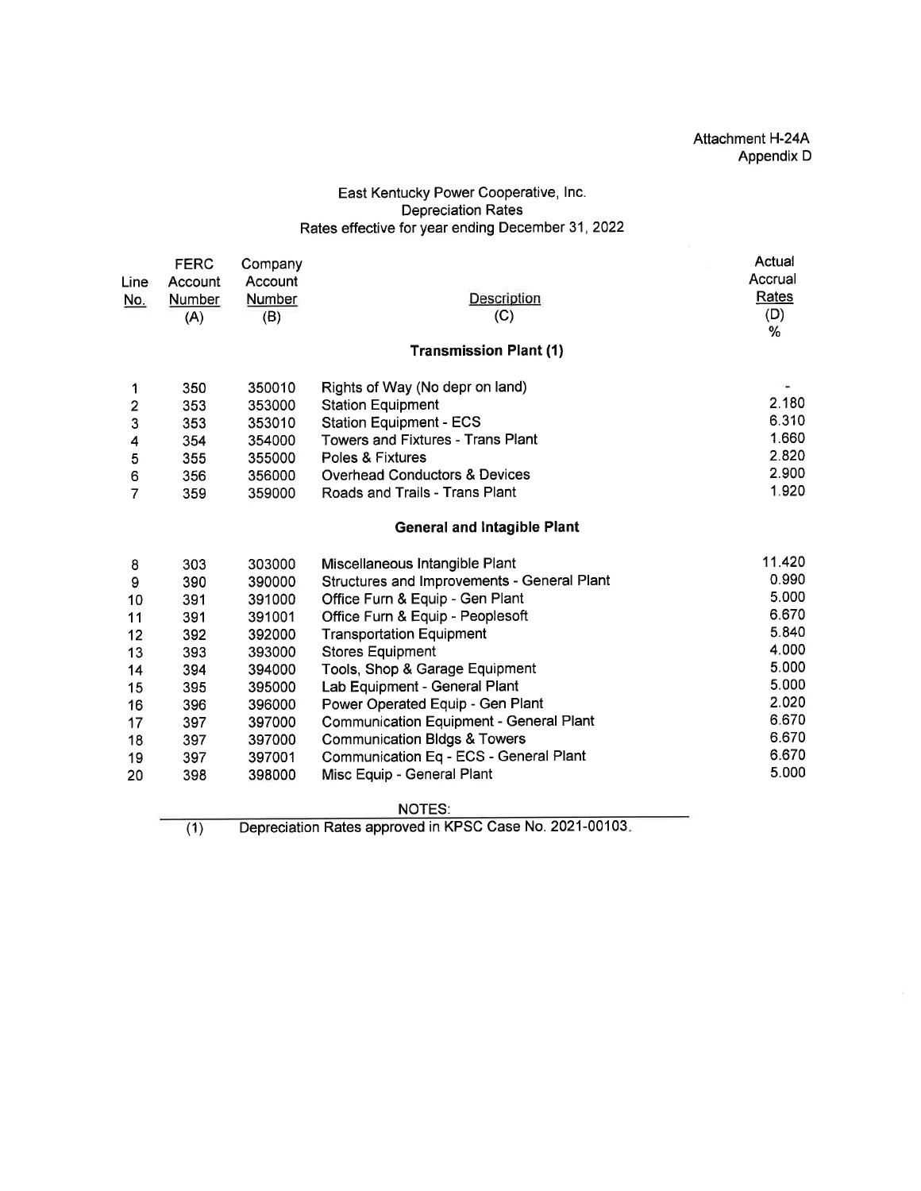Attachment H-24A
Appendix D

East Kentucky Power Cooperative, Inc.
Depreciation Rates
Rates effective for year ending December 31, 2022

| Line No. | FERC Account Number (A) | Company Account Number (B) | Description (C) | Actual Accrual Rates (D) % |
|---|---|---|---|---|
| | | | **Transmission Plant (1)** | |
| 1 | 350 | 350010 | Rights of Way (No depr on land) | - |
| 2 | 353 | 353000 | Station Equipment | 2.180 |
| 3 | 353 | 353010 | Station Equipment - ECS | 6.310 |
| 4 | 354 | 354000 | Towers and Fixtures - Trans Plant | 1.660 |
| 5 | 355 | 355000 | Poles & Fixtures | 2.820 |
| 6 | 356 | 356000 | Overhead Conductors & Devices | 2.900 |
| 7 | 359 | 359000 | Roads and Trails - Trans Plant | 1.920 |
| | | | **General and Intagible Plant** | |
| 8 | 303 | 303000 | Miscellaneous Intangible Plant | 11.420 |
| 9 | 390 | 390000 | Structures and Improvements - General Plant | 0.990 |
| 10 | 391 | 391000 | Office Furn & Equip - Gen Plant | 5.000 |
| 11 | 391 | 391001 | Office Furn & Equip - Peoplesoft | 6.670 |
| 12 | 392 | 392000 | Transportation Equipment | 5.840 |
| 13 | 393 | 393000 | Stores Equipment | 4.000 |
| 14 | 394 | 394000 | Tools, Shop & Garage Equipment | 5.000 |
| 15 | 395 | 395000 | Lab Equipment - General Plant | 5.000 |
| 16 | 396 | 396000 | Power Operated Equip - Gen Plant | 2.020 |
| 17 | 397 | 397000 | Communication Equipment - General Plant | 6.670 |
| 18 | 397 | 397000 | Communication Bldgs & Towers | 6.670 |
| 19 | 397 | 397001 | Communication Eq - ECS - General Plant | 6.670 |
| 20 | 398 | 398000 | Misc Equip - General Plant | 5.000 |

NOTES:

(1) Depreciation Rates approved in KPSC Case No. 2021-00103.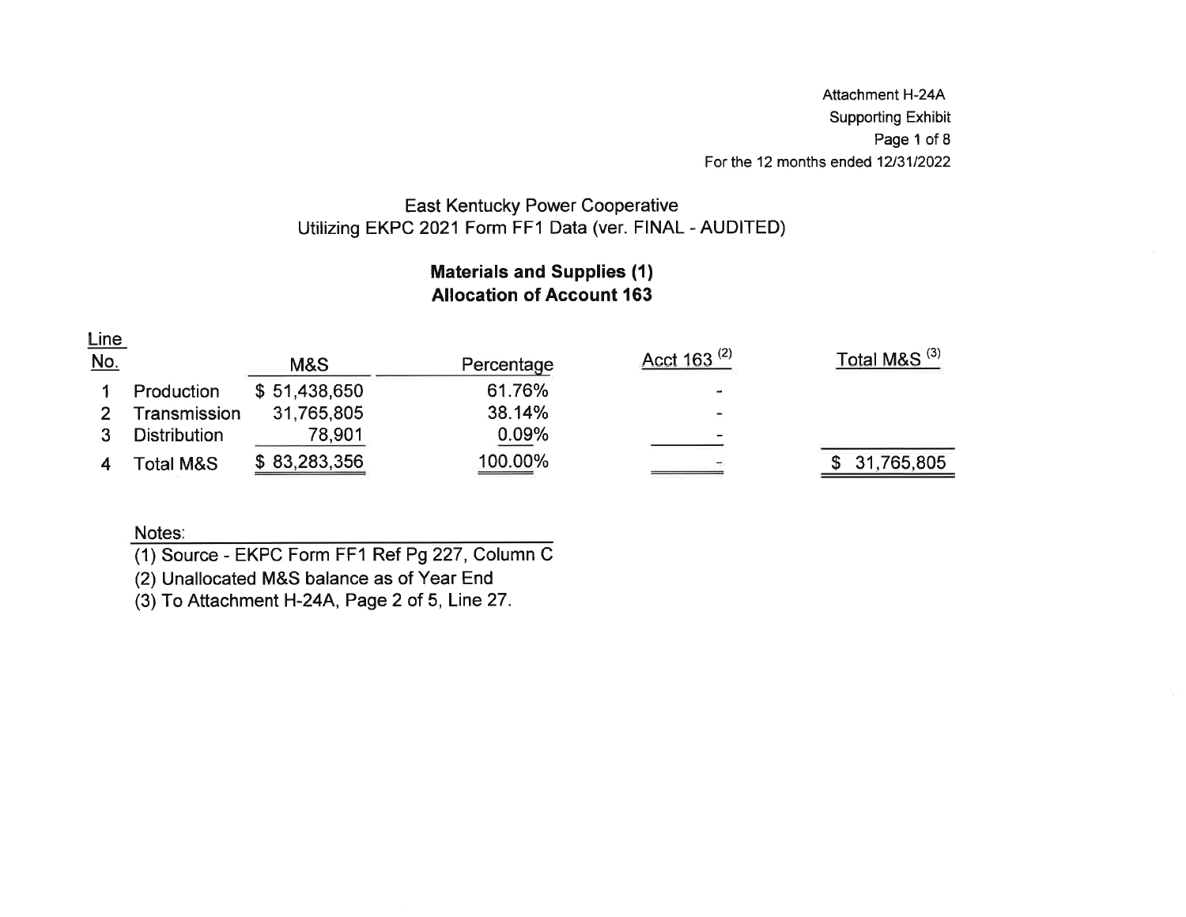Attachment H-24A
Supporting Exhibit
Page 1 of 8
For the 12 months ended 12/31/2022

## East Kentucky Power Cooperative
Utilizing EKPC 2021 Form FF1 Data (ver. FINAL - AUDITED)

### Materials and Supplies (1)
### Allocation of Account 163

| Line No. | | M&S | Percentage | Acct 163 [(2)] | Total M&S [(3)] |
|---|---|---|---|---|---|
| 1 | Production | $ 51,438,650 | 61.76% | - | |
| 2 | Transmission | 31,765,805 | 38.14% | - | |
| 3 | Distribution | 78,901 | 0.09% | - | |
| 4 | Total M&S | $ 83,283,356 | 100.00% | - | $ 31,765,805 |

Notes:
(1) Source - EKPC Form FF1 Ref Pg 227, Column C
(2) Unallocated M&S balance as of Year End
(3) To Attachment H-24A, Page 2 of 5, Line 27.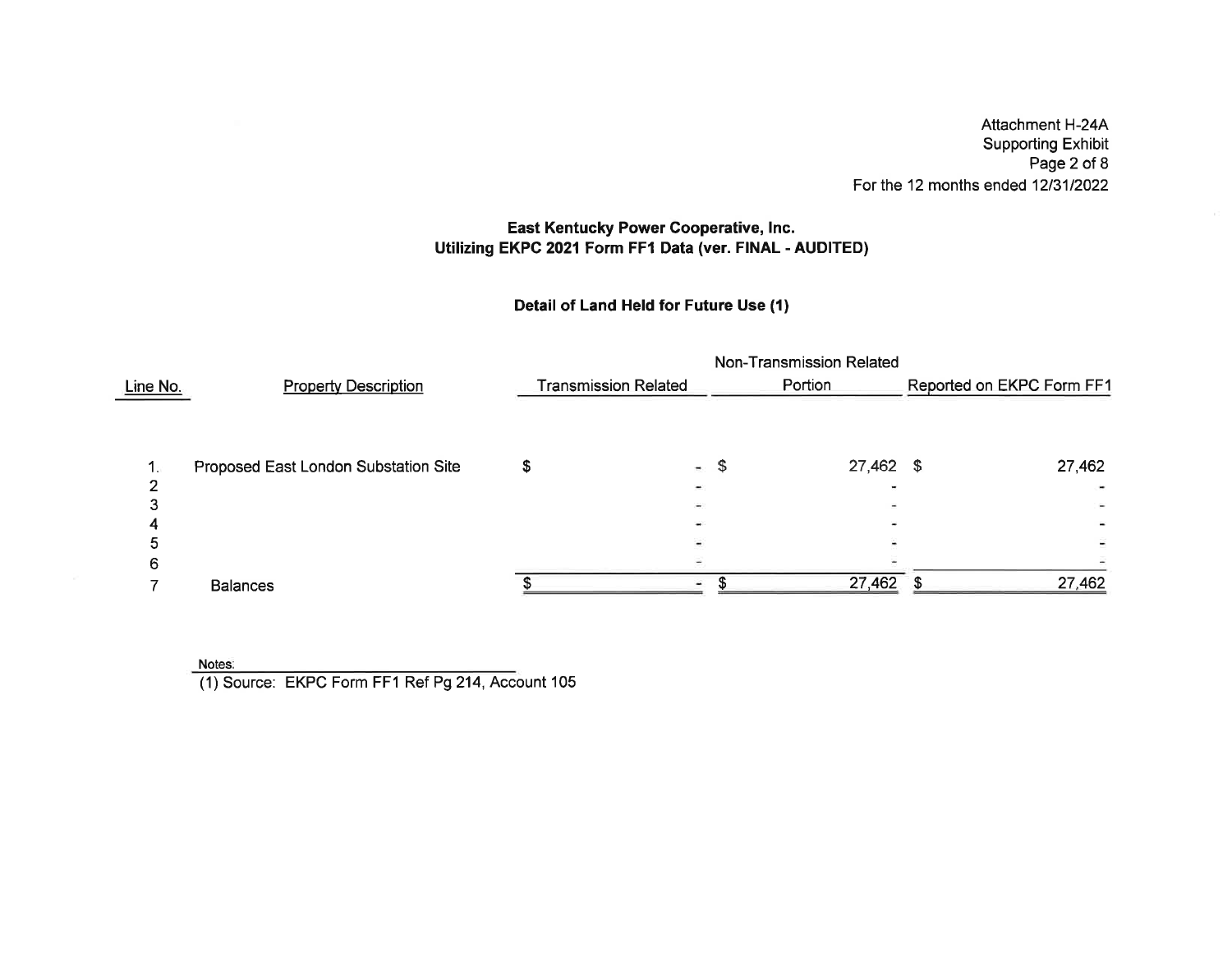Attachment H-24A
Supporting Exhibit
For the 12 months ended 12/31/2022

**East Kentucky Power Cooperative, Inc.**
**Utilizing EKPC 2021 Form FF1 Data (ver. FINAL - AUDITED)**

**Detail of Land Held for Future Use (1)**

| Line No. | Property Description | Transmission Related | Non-Transmission Related Portion | Reported on EKPC Form FF1 |
|---|---|---|---|---|
| 1. | Proposed East London Substation Site | $ - | $ 27,462 | $ 27,462 |
| 2 | | - | - | - |
| 3 | | - | - | - |
| 4 | | - | - | - |
| 5 | | - | - | - |
| 6 | | - | - | - |
| 7 | Balances | $ - | $ 27,462 | $ 27,462 |

Notes:
(1) Source: EKPC Form FF1 Ref Pg 214, Account 105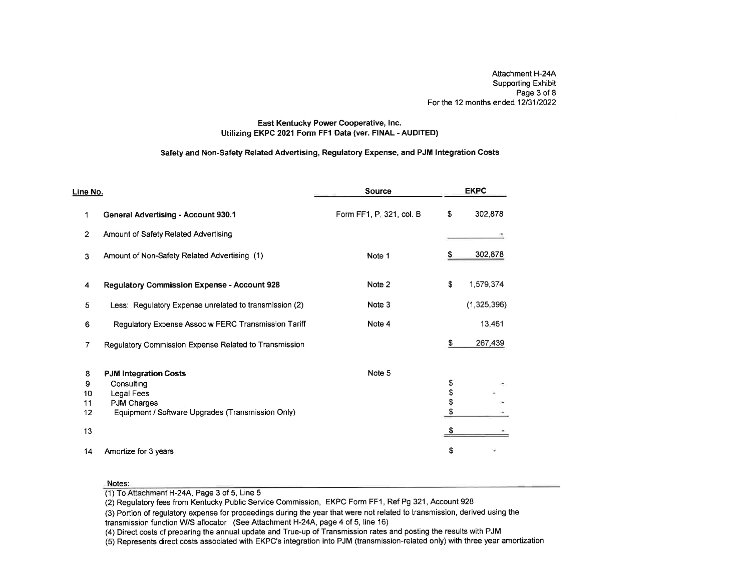Attachment H-24A
Supporting Exhibit
Page 3 of 8
For the 12 months ended 12/31/2022

**East Kentucky Power Cooperative, Inc.**
**Utilizing EKPC 2021 Form FF1 Data (ver. FINAL - AUDITED)**

**Safety and Non-Safety Related Advertising, Regulatory Expense, and PJM Integration Costs**

| Line No. | | Source | EKPC |
|---|---|---|---|
| 1 | **General Advertising - Account 930.1** | Form FF1, P. 321, col. B | $ 302,878 |
| 2 | Amount of Safety Related Advertising | | - |
| 3 | Amount of Non-Safety Related Advertising (1) | Note 1 | $ 302,878 |
| 4 | **Regulatory Commission Expense - Account 928** | Note 2 | $ 1,579,374 |
| 5 | Less: Regulatory Expense unrelated to transmission (2) | Note 3 | (1,325,396) |
| 6 | Regulatory Expense Assoc w FERC Transmission Tariff | Note 4 | 13,461 |
| 7 | Regulatory Commission Expense Related to Transmission | | $ 267,439 |
| 8 | **PJM Integration Costs** | Note 5 | |
| 9 | Consulting | | $ - |
| 10 | Legal Fees | | $ - |
| 11 | PJM Charges | | $ - |
| 12 | Equipment / Software Upgrades (Transmission Only) | | $ - |
| 13 | | | $ - |
| 14 | Amortize for 3 years | | $ - |

Notes:
(1) To Attachment H-24A, Page 3 of 5, Line 5
(2) Regulatory fees from Kentucky Public Service Commission, EKPC Form FF1, Ref Pg 321, Account 928
(3) Portion of regulatory expense for proceedings during the year that were not related to transmission, derived using the transmission function W/S allocator (See Attachment H-24A, page 4 of 5, line 16)
(4) Direct costs of preparing the annual update and True-up of Transmission rates and posting the results with PJM
(5) Represents direct costs associated with EKPC's integration into PJM (transmission-related only) with three year amortization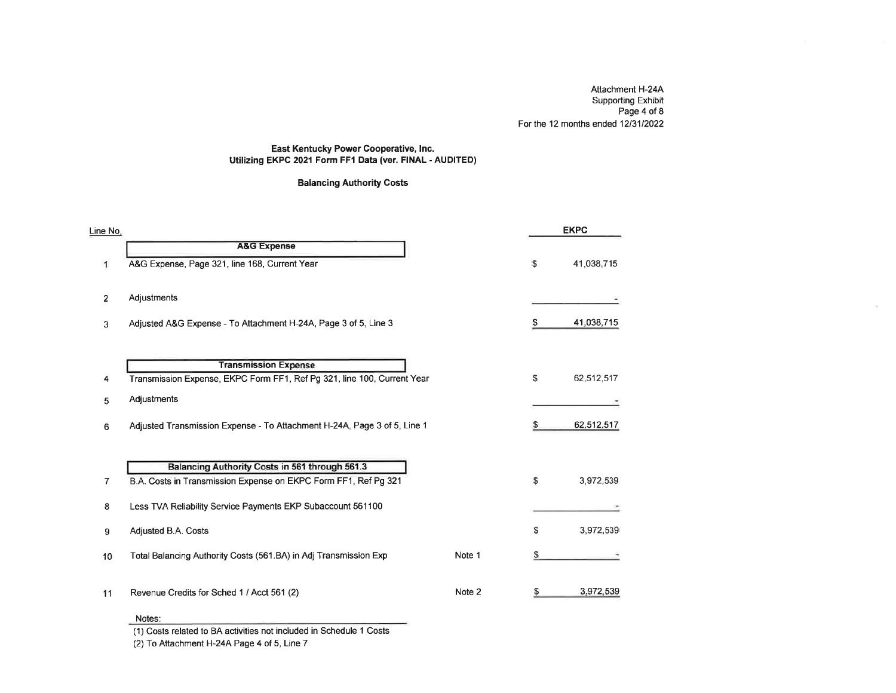Attachment H-24A
Supporting Exhibit
Page 4 of 8
For the 12 months ended 12/31/2022

**East Kentucky Power Cooperative, Inc.**
**Utilizing EKPC 2021 Form FF1 Data (ver. FINAL - AUDITED)**

**Balancing Authority Costs**

| Line No. | | | | EKPC |
|---|---|---|---|---|
| | **A&G Expense** | | | |
| 1 | A&G Expense, Page 321, line 168, Current Year | | $ | 41,038,715 |
| 2 | Adjustments | | | - |
| 3 | Adjusted A&G Expense - To Attachment H-24A, Page 3 of 5, Line 3 | | $ | 41,038,715 |
| | **Transmission Expense** | | | |
| 4 | Transmission Expense, EKPC Form FF1, Ref Pg 321, line 100, Current Year | | $ | 62,512,517 |
| 5 | Adjustments | | | - |
| 6 | Adjusted Transmission Expense - To Attachment H-24A, Page 3 of 5, Line 1 | | $ | 62,512,517 |
| | **Balancing Authority Costs in 561 through 561.3** | | | |
| 7 | B.A. Costs in Transmission Expense on EKPC Form FF1, Ref Pg 321 | | $ | 3,972,539 |
| 8 | Less TVA Reliability Service Payments EKP Subaccount 561100 | | | - |
| 9 | Adjusted B.A. Costs | | $ | 3,972,539 |
| 10 | Total Balancing Authority Costs (561.BA) in Adj Transmission Exp | Note 1 | $ | - |
| 11 | Revenue Credits for Sched 1 / Acct 561 (2) | Note 2 | $ | 3,972,539 |

Notes:
(1) Costs related to BA activities not included in Schedule 1 Costs
(2) To Attachment H-24A Page 4 of 5, Line 7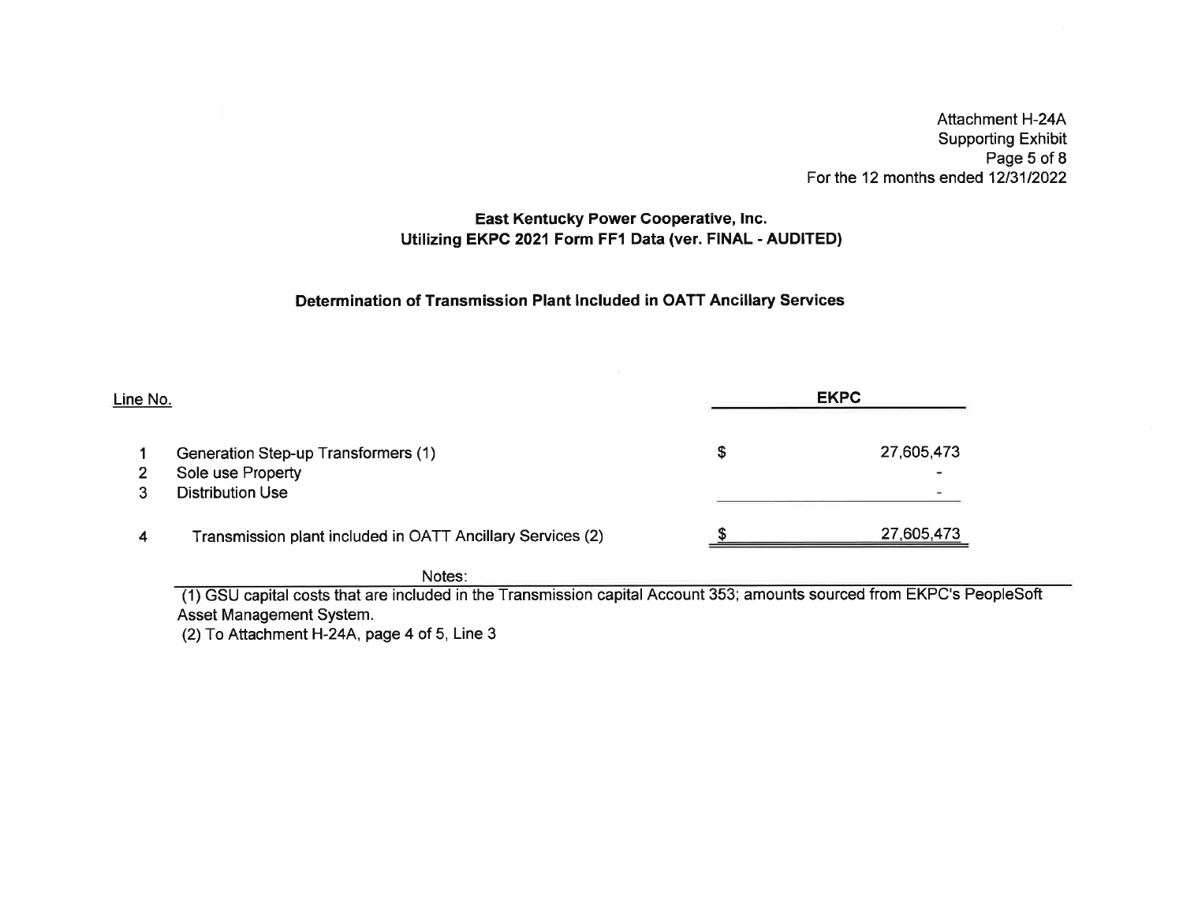Attachment H-24A
Supporting Exhibit
Page 5 of 8
For the 12 months ended 12/31/2022

**East Kentucky Power Cooperative, Inc.**
**Utilizing EKPC 2021 Form FF1 Data (ver. FINAL - AUDITED)**

**Determination of Transmission Plant Included in OATT Ancillary Services**

| Line No. | | | EKPC |
|---|---|---|---|
| 1 | Generation Step-up Transformers (1) | $ | 27,605,473 |
| 2 | Sole use Property | | - |
| 3 | Distribution Use | | - |
| 4 | Transmission plant included in OATT Ancillary Services (2) | $ | 27,605,473 |

Notes:

(1) GSU capital costs that are included in the Transmission capital Account 353; amounts sourced from EKPC's PeopleSoft Asset Management System.

(2) To Attachment H-24A, page 4 of 5, Line 3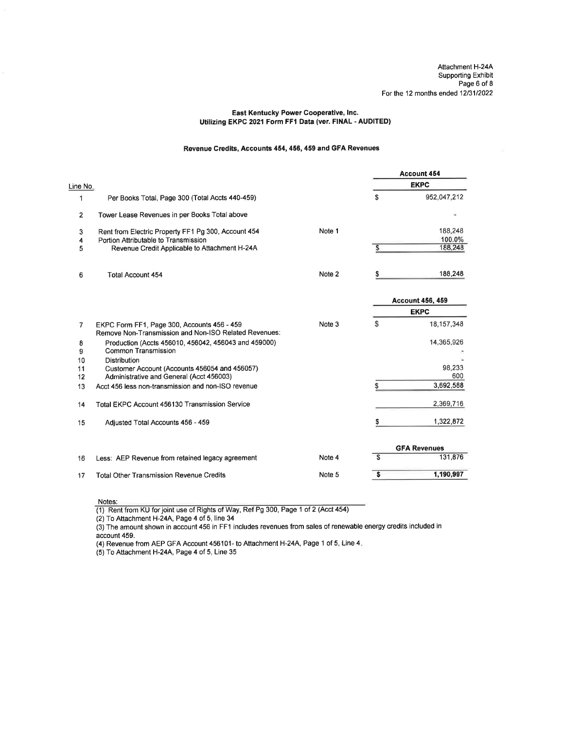Attachment H-24A
Supporting Exhibit
Page 6 of 8
For the 12 months ended 12/31/2022

**East Kentucky Power Cooperative, Inc.**
**Utilizing EKPC 2021 Form FF1 Data (ver. FINAL - AUDITED)**

**Revenue Credits, Accounts 454, 456, 459 and GFA Revenues**

| Line No. | | | Account 454 |
|---|---|---|---|
| | | | EKPC |
| 1 | Per Books Total, Page 300 (Total Accts 440-459) | | $ 952,047,212 |
| 2 | Tower Lease Revenues in per Books Total above | | - |
| 3 | Rent from Electric Property FF1 Pg 300, Account 454 | Note 1 | 188,248 |
| 4 | Portion Attributable to Transmission | | 100.0% |
| 5 | Revenue Credit Applicable to Attachment H-24A | | $ 188,248 |
| 6 | Total Account 454 | Note 2 | $ 188,248 |
| | | | **Account 456, 459** |
| | | | **EKPC** |
| 7 | EKPC Form FF1, Page 300, Accounts 456 - 459 | Note 3 | $ 18,157,348 |
| | Remove Non-Transmission and Non-ISO Related Revenues: | | |
| 8 | Production (Accts 456010, 456042, 456043 and 459000) | | 14,365,926 |
| 9 | Common Transmission | | - |
| 10 | Distribution | | - |
| 11 | Customer Account (Accounts 456054 and 456057) | | 98,233 |
| 12 | Administrative and General (Acct 456003) | | 600 |
| 13 | Acct 456 less non-transmission and non-ISO revenue | | $ 3,692,588 |
| 14 | Total EKPC Account 456130 Transmission Service | | 2,369,716 |
| 15 | Adjusted Total Accounts 456 - 459 | | $ 1,322,872 |
| | | | **GFA Revenues** |
| 16 | Less: AEP Revenue from retained legacy agreement | Note 4 | $ 131,876 |
| 17 | Total Other Transmission Revenue Credits | Note 5 | **$ 1,190,997** |

Notes:

(1) Rent from KU for joint use of Rights of Way, Ref Pg 300, Page 1 of 2 (Acct 454)
(2) To Attachment H-24A, Page 4 of 5, line 34
(3) The amount shown in account 456 in FF1 includes revenues from sales of renewable energy credits included in account 459.
(4) Revenue from AEP GFA Account 456101- to Attachment H-24A, Page 1 of 5, Line 4.
(5) To Attachment H-24A, Page 4 of 5, Line 35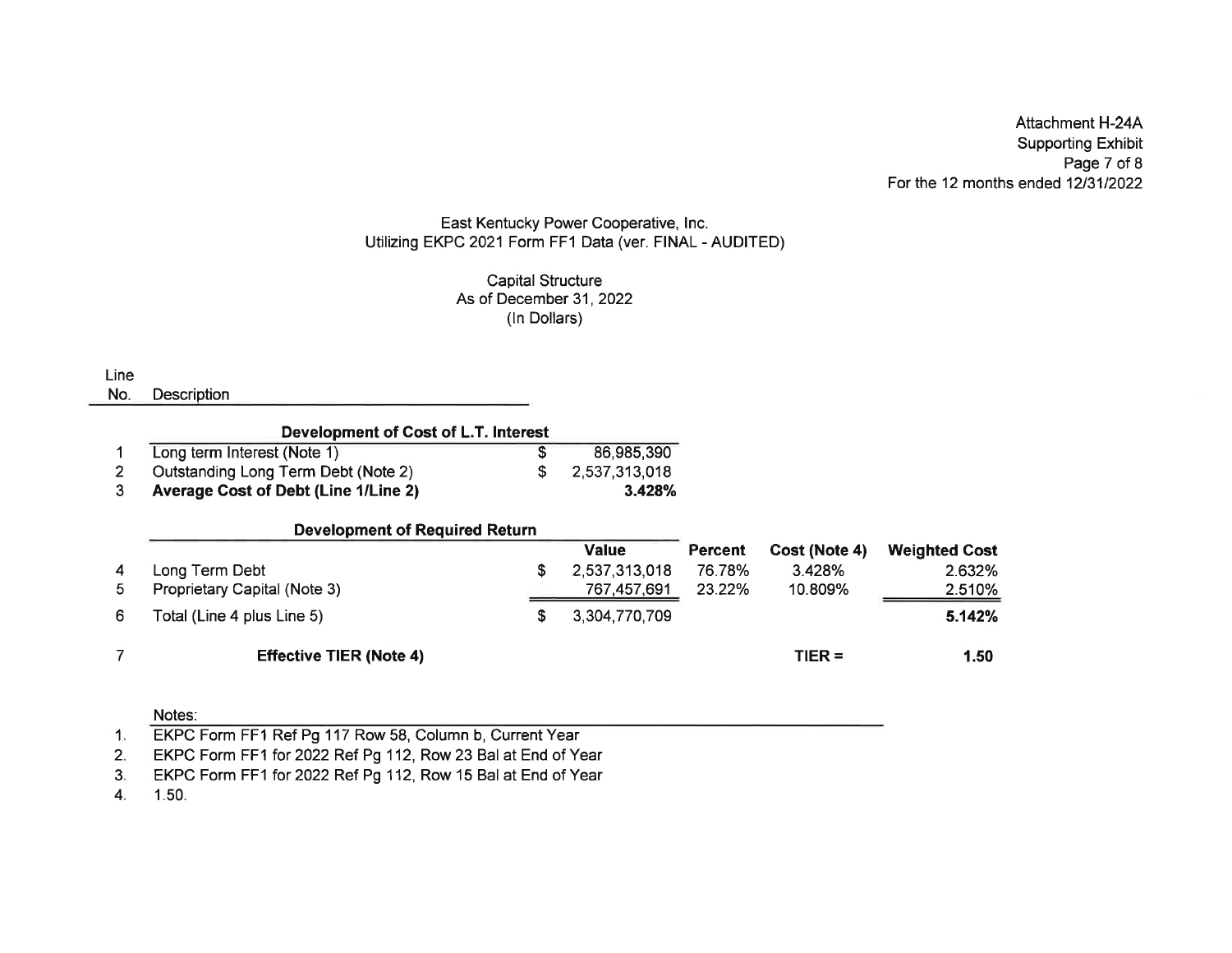Attachment H-24A
Supporting Exhibit
Page 7 of 8
For the 12 months ended 12/31/2022

East Kentucky Power Cooperative, Inc.
Utilizing EKPC 2021 Form FF1 Data (ver. FINAL - AUDITED)

Capital Structure
As of December 31, 2022
(In Dollars)

| Line No. | Description | | | | | |
|---|---|---|---|---|---|---|
| | **Development of Cost of L.T. Interest** | | | | | |
| 1 | Long term Interest (Note 1) | $ 86,985,390 | | | | |
| 2 | Outstanding Long Term Debt (Note 2) | $ 2,537,313,018 | | | | |
| 3 | **Average Cost of Debt (Line 1/Line 2)** | **3.428%** | | | | |
| | **Development of Required Return** | | | | | |
| | | **Value** | **Percent** | **Cost (Note 4)** | **Weighted Cost** | |
| 4 | Long Term Debt | $ 2,537,313,018 | 76.78% | 3.428% | 2.632% | |
| 5 | Proprietary Capital (Note 3) | 767,457,691 | 23.22% | 10.809% | 2.510% | |
| 6 | Total (Line 4 plus Line 5) | $ 3,304,770,709 | | | **5.142%** | |
| 7 | **Effective TIER (Note 4)** | | | TIER = | **1.50** | |

Notes:

1. EKPC Form FF1 Ref Pg 117 Row 58, Column b, Current Year
2. EKPC Form FF1 for 2022 Ref Pg 112, Row 23 Bal at End of Year
3. EKPC Form FF1 for 2022 Ref Pg 112, Row 15 Bal at End of Year
4. 1.50.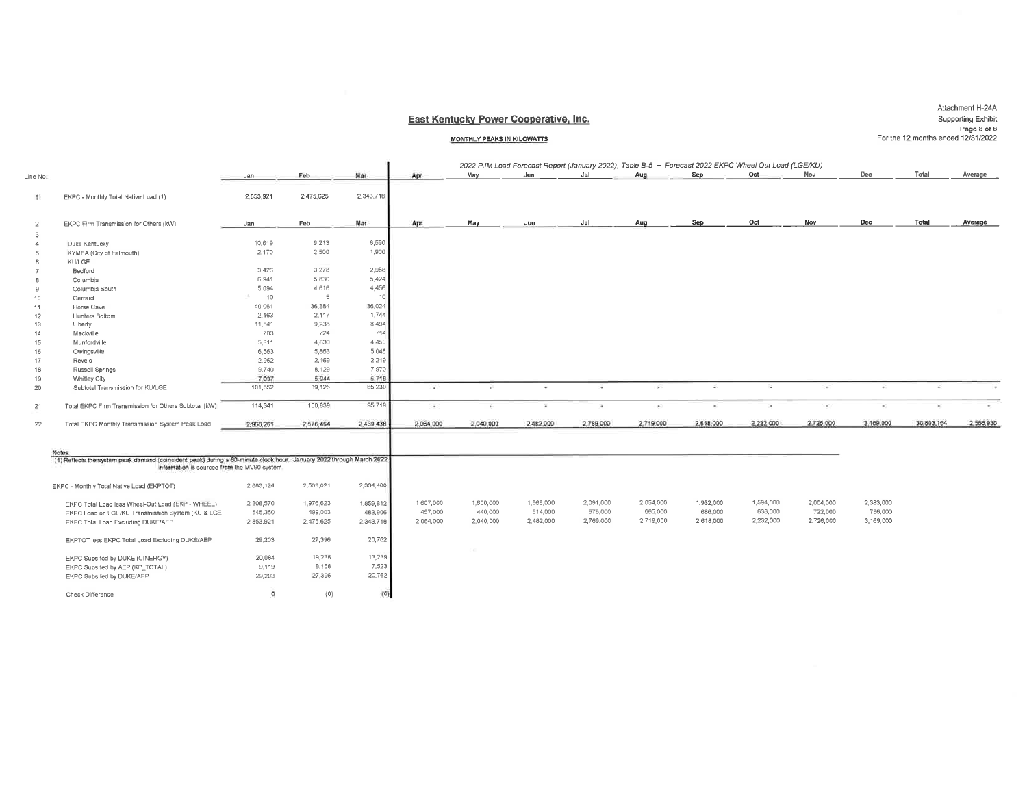Attachment H-24A
Supporting Exhibit
For the 12 months ended 12/31/2022

# East Kentucky Power Cooperative, Inc.

## MONTHLY PEAKS IN KILOWATTS

2022 PJM Load Forecast Report (January 2022), Table B-5 + Forecast 2022 EKPC Wheel Out Load (LGE/KU)

| Line No. | | Jan | Feb | Mar | Apr | May | Jun | Jul | Aug | Sep | Oct | Nov | Dec | Total | Average |
|---|---|---|---|---|---|---|---|---|---|---|---|---|---|---|---|
| 1 | EKPC - Monthly Total Native Load (1) | 2,853,921 | 2,475,625 | 2,343,718 | | | | | | | | | | | |
| 2 | EKPC Firm Transmission for Others (kW) | Jan | Feb | Mar | Apr | May | Jun | Jul | Aug | Sep | Oct | Nov | Dec | Total | Average |
| 3 | | | | | | | | | | | | | | | |
| 4 | Duke Kentucky | 10,619 | 9,213 | 8,590 | | | | | | | | | | | |
| 5 | KYMEA (City of Falmouth) | 2,170 | 2,500 | 1,900 | | | | | | | | | | | |
| 6 | KU/LGE | | | | | | | | | | | | | | |
| 7 | Bedford | 3,426 | 3,278 | 2,956 | | | | | | | | | | | |
| 8 | Columbia | 6,941 | 5,830 | 5,424 | | | | | | | | | | | |
| 9 | Columbia South | 5,094 | 4,616 | 4,456 | | | | | | | | | | | |
| 10 | Garrard | 10 | 5 | 10 | | | | | | | | | | | |
| 11 | Horse Cave | 40,061 | 36,384 | 36,024 | | | | | | | | | | | |
| 12 | Hunters Bottom | 2,163 | 2,117 | 1,744 | | | | | | | | | | | |
| 13 | Liberty | 11,541 | 9,238 | 8,494 | | | | | | | | | | | |
| 14 | Mackville | 703 | 724 | 714 | | | | | | | | | | | |
| 15 | Munfordville | 5,311 | 4,830 | 4,450 | | | | | | | | | | | |
| 16 | Owingsville | 6,563 | 5,863 | 5,046 | | | | | | | | | | | |
| 17 | Revelo | 2,962 | 2,169 | 2,219 | | | | | | | | | | | |
| 18 | Russell Springs | 9,740 | 8,129 | 7,970 | | | | | | | | | | | |
| 19 | Whitley City | 7,037 | 5,944 | 5,718 | | | | | | | | | | | |
| 20 | Subtotal Transmission for KU/LGE | 101,552 | 89,126 | 85,230 | - | - | - | - | - | - | - | - | - | - | - |
| 21 | Total EKPC Firm Transmission for Others Subtotal (kW) | 114,341 | 100,839 | 95,719 | - | - | - | - | - | - | - | - | - | - | - |
| 22 | Total EKPC Monthly Transmission System Peak Load | 2,968,261 | 2,576,464 | 2,439,438 | 2,064,000 | 2,040,000 | 2,482,000 | 2,769,000 | 2,719,000 | 2,618,000 | 2,232,000 | 2,726,000 | 3,169,000 | 30,803,164 | 2,566,930 |

Notes:
(1) Reflects the system peak demand (coincident peak) during a 60-minute clock hour. January 2022 through March 2022 information is sourced from the MV90 system.

| | Jan | Feb | Mar | Apr | May | Jun | Jul | Aug | Sep | Oct | Nov | Dec |
|---|---|---|---|---|---|---|---|---|---|---|---|---|
| EKPC - Monthly Total Native Load (EKPTOT) | 2,883,124 | 2,503,021 | 2,364,480 | | | | | | | | | |
| EKPC Total Load less Wheel-Out Load (EKP - WHEEL) | 2,308,570 | 1,976,623 | 1,859,812 | 1,607,000 | 1,600,000 | 1,968,000 | 2,091,000 | 2,054,000 | 1,932,000 | 1,594,000 | 2,004,000 | 2,383,000 |
| EKPC Load on LGE/KU Transmission System (KU & LGE | 545,350 | 499,003 | 483,906 | 457,000 | 440,000 | 514,000 | 678,000 | 665,000 | 686,000 | 638,000 | 722,000 | 786,000 |
| EKPC Total Load Excluding DUKE/AEP | 2,853,921 | 2,475,625 | 2,343,718 | 2,064,000 | 2,040,000 | 2,482,000 | 2,769,000 | 2,719,000 | 2,618,000 | 2,232,000 | 2,726,000 | 3,169,000 |
| EKPTOT less EKPC Total Load Excluding DUKE/AEP | 29,203 | 27,396 | 20,762 | | | | | | | | | |
| EKPC Subs fed by DUKE (CINERGY) | 20,084 | 19,238 | 13,239 | | | | | | | | | |
| EKPC Subs fed by AEP (KP_TOTAL) | 9,119 | 8,158 | 7,523 | | | | | | | | | |
| EKPC Subs fed by DUKE/AEP | 29,203 | 27,396 | 20,762 | | | | | | | | | |
| Check Difference | 0 | (0) | (0) | | | | | | | | | |